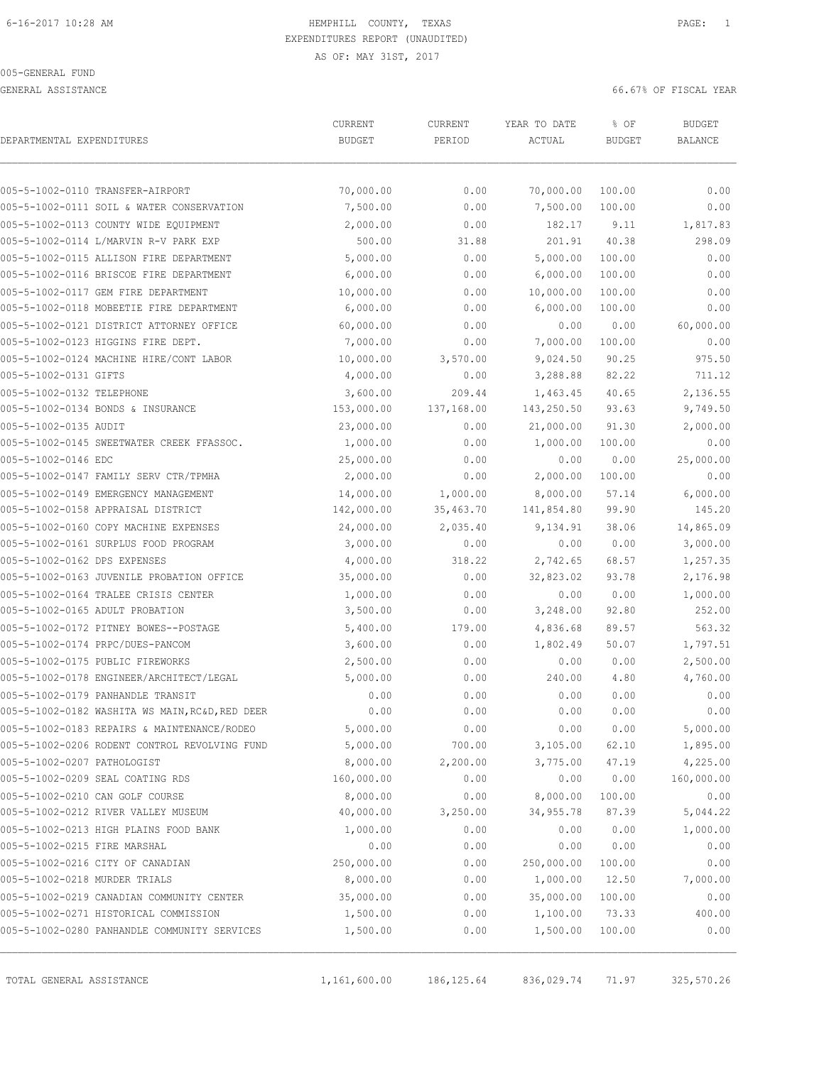HEMPHILL COUNTY, TEXAS
EXPENDITURES REPORT (UNAUDITED)
AS OF: MAY 31ST, 2017

005-GENERAL FUND

GENERAL ASSISTANCE

66.67% OF FISCAL YEAR

| DEPARTMENTAL EXPENDITURES | CURRENT BUDGET | CURRENT PERIOD | YEAR TO DATE ACTUAL | % OF BUDGET | BUDGET BALANCE |
|---|---|---|---|---|---|
| 005-5-1002-0110 TRANSFER-AIRPORT | 70,000.00 | 0.00 | 70,000.00 | 100.00 | 0.00 |
| 005-5-1002-0111 SOIL & WATER CONSERVATION | 7,500.00 | 0.00 | 7,500.00 | 100.00 | 0.00 |
| 005-5-1002-0113 COUNTY WIDE EQUIPMENT | 2,000.00 | 0.00 | 182.17 | 9.11 | 1,817.83 |
| 005-5-1002-0114 L/MARVIN R-V PARK EXP | 500.00 | 31.88 | 201.91 | 40.38 | 298.09 |
| 005-5-1002-0115 ALLISON FIRE DEPARTMENT | 5,000.00 | 0.00 | 5,000.00 | 100.00 | 0.00 |
| 005-5-1002-0116 BRISCOE FIRE DEPARTMENT | 6,000.00 | 0.00 | 6,000.00 | 100.00 | 0.00 |
| 005-5-1002-0117 GEM FIRE DEPARTMENT | 10,000.00 | 0.00 | 10,000.00 | 100.00 | 0.00 |
| 005-5-1002-0118 MOBEETIE FIRE DEPARTMENT | 6,000.00 | 0.00 | 6,000.00 | 100.00 | 0.00 |
| 005-5-1002-0121 DISTRICT ATTORNEY OFFICE | 60,000.00 | 0.00 | 0.00 | 0.00 | 60,000.00 |
| 005-5-1002-0123 HIGGINS FIRE DEPT. | 7,000.00 | 0.00 | 7,000.00 | 100.00 | 0.00 |
| 005-5-1002-0124 MACHINE HIRE/CONT LABOR | 10,000.00 | 3,570.00 | 9,024.50 | 90.25 | 975.50 |
| 005-5-1002-0131 GIFTS | 4,000.00 | 0.00 | 3,288.88 | 82.22 | 711.12 |
| 005-5-1002-0132 TELEPHONE | 3,600.00 | 209.44 | 1,463.45 | 40.65 | 2,136.55 |
| 005-5-1002-0134 BONDS & INSURANCE | 153,000.00 | 137,168.00 | 143,250.50 | 93.63 | 9,749.50 |
| 005-5-1002-0135 AUDIT | 23,000.00 | 0.00 | 21,000.00 | 91.30 | 2,000.00 |
| 005-5-1002-0145 SWEETWATER CREEK FFASSOC. | 1,000.00 | 0.00 | 1,000.00 | 100.00 | 0.00 |
| 005-5-1002-0146 EDC | 25,000.00 | 0.00 | 0.00 | 0.00 | 25,000.00 |
| 005-5-1002-0147 FAMILY SERV CTR/TPMHA | 2,000.00 | 0.00 | 2,000.00 | 100.00 | 0.00 |
| 005-5-1002-0149 EMERGENCY MANAGEMENT | 14,000.00 | 1,000.00 | 8,000.00 | 57.14 | 6,000.00 |
| 005-5-1002-0158 APPRAISAL DISTRICT | 142,000.00 | 35,463.70 | 141,854.80 | 99.90 | 145.20 |
| 005-5-1002-0160 COPY MACHINE EXPENSES | 24,000.00 | 2,035.40 | 9,134.91 | 38.06 | 14,865.09 |
| 005-5-1002-0161 SURPLUS FOOD PROGRAM | 3,000.00 | 0.00 | 0.00 | 0.00 | 3,000.00 |
| 005-5-1002-0162 DPS EXPENSES | 4,000.00 | 318.22 | 2,742.65 | 68.57 | 1,257.35 |
| 005-5-1002-0163 JUVENILE PROBATION OFFICE | 35,000.00 | 0.00 | 32,823.02 | 93.78 | 2,176.98 |
| 005-5-1002-0164 TRALEE CRISIS CENTER | 1,000.00 | 0.00 | 0.00 | 0.00 | 1,000.00 |
| 005-5-1002-0165 ADULT PROBATION | 3,500.00 | 0.00 | 3,248.00 | 92.80 | 252.00 |
| 005-5-1002-0172 PITNEY BOWES--POSTAGE | 5,400.00 | 179.00 | 4,836.68 | 89.57 | 563.32 |
| 005-5-1002-0174 PRPC/DUES-PANCOM | 3,600.00 | 0.00 | 1,802.49 | 50.07 | 1,797.51 |
| 005-5-1002-0175 PUBLIC FIREWORKS | 2,500.00 | 0.00 | 0.00 | 0.00 | 2,500.00 |
| 005-5-1002-0178 ENGINEER/ARCHITECT/LEGAL | 5,000.00 | 0.00 | 240.00 | 4.80 | 4,760.00 |
| 005-5-1002-0179 PANHANDLE TRANSIT | 0.00 | 0.00 | 0.00 | 0.00 | 0.00 |
| 005-5-1002-0182 WASHITA WS MAIN,RC&D,RED DEER | 0.00 | 0.00 | 0.00 | 0.00 | 0.00 |
| 005-5-1002-0183 REPAIRS & MAINTENANCE/RODEO | 5,000.00 | 0.00 | 0.00 | 0.00 | 5,000.00 |
| 005-5-1002-0206 RODENT CONTROL REVOLVING FUND | 5,000.00 | 700.00 | 3,105.00 | 62.10 | 1,895.00 |
| 005-5-1002-0207 PATHOLOGIST | 8,000.00 | 2,200.00 | 3,775.00 | 47.19 | 4,225.00 |
| 005-5-1002-0209 SEAL COATING RDS | 160,000.00 | 0.00 | 0.00 | 0.00 | 160,000.00 |
| 005-5-1002-0210 CAN GOLF COURSE | 8,000.00 | 0.00 | 8,000.00 | 100.00 | 0.00 |
| 005-5-1002-0212 RIVER VALLEY MUSEUM | 40,000.00 | 3,250.00 | 34,955.78 | 87.39 | 5,044.22 |
| 005-5-1002-0213 HIGH PLAINS FOOD BANK | 1,000.00 | 0.00 | 0.00 | 0.00 | 1,000.00 |
| 005-5-1002-0215 FIRE MARSHAL | 0.00 | 0.00 | 0.00 | 0.00 | 0.00 |
| 005-5-1002-0216 CITY OF CANADIAN | 250,000.00 | 0.00 | 250,000.00 | 100.00 | 0.00 |
| 005-5-1002-0218 MURDER TRIALS | 8,000.00 | 0.00 | 1,000.00 | 12.50 | 7,000.00 |
| 005-5-1002-0219 CANADIAN COMMUNITY CENTER | 35,000.00 | 0.00 | 35,000.00 | 100.00 | 0.00 |
| 005-5-1002-0271 HISTORICAL COMMISSION | 1,500.00 | 0.00 | 1,100.00 | 73.33 | 400.00 |
| 005-5-1002-0280 PANHANDLE COMMUNITY SERVICES | 1,500.00 | 0.00 | 1,500.00 | 100.00 | 0.00 |
| TOTAL GENERAL ASSISTANCE | 1,161,600.00 | 186,125.64 | 836,029.74 | 71.97 | 325,570.26 |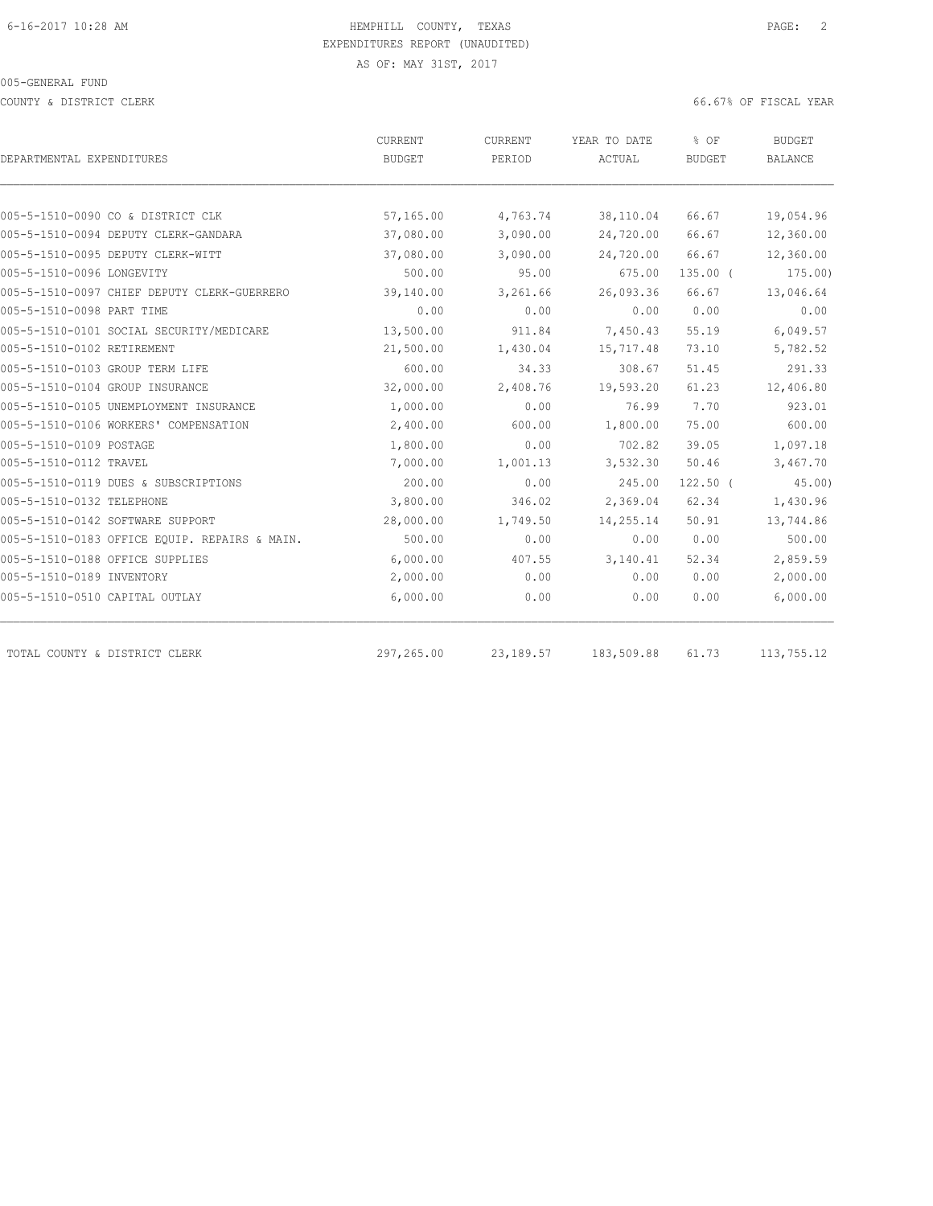HEMPHILL COUNTY, TEXAS
EXPENDITURES REPORT (UNAUDITED)
AS OF: MAY 31ST, 2017

005-GENERAL FUND

COUNTY & DISTRICT CLERK

66.67% OF FISCAL YEAR

| DEPARTMENTAL EXPENDITURES | CURRENT BUDGET | CURRENT PERIOD | YEAR TO DATE ACTUAL | % OF BUDGET | BUDGET BALANCE |
|---|---|---|---|---|---|
| 005-5-1510-0090 CO & DISTRICT CLK | 57,165.00 | 4,763.74 | 38,110.04 | 66.67 | 19,054.96 |
| 005-5-1510-0094 DEPUTY CLERK-GANDARA | 37,080.00 | 3,090.00 | 24,720.00 | 66.67 | 12,360.00 |
| 005-5-1510-0095 DEPUTY CLERK-WITT | 37,080.00 | 3,090.00 | 24,720.00 | 66.67 | 12,360.00 |
| 005-5-1510-0096 LONGEVITY | 500.00 | 95.00 | 675.00 | 135.00 ( | 175.00) |
| 005-5-1510-0097 CHIEF DEPUTY CLERK-GUERRERO | 39,140.00 | 3,261.66 | 26,093.36 | 66.67 | 13,046.64 |
| 005-5-1510-0098 PART TIME | 0.00 | 0.00 | 0.00 | 0.00 | 0.00 |
| 005-5-1510-0101 SOCIAL SECURITY/MEDICARE | 13,500.00 | 911.84 | 7,450.43 | 55.19 | 6,049.57 |
| 005-5-1510-0102 RETIREMENT | 21,500.00 | 1,430.04 | 15,717.48 | 73.10 | 5,782.52 |
| 005-5-1510-0103 GROUP TERM LIFE | 600.00 | 34.33 | 308.67 | 51.45 | 291.33 |
| 005-5-1510-0104 GROUP INSURANCE | 32,000.00 | 2,408.76 | 19,593.20 | 61.23 | 12,406.80 |
| 005-5-1510-0105 UNEMPLOYMENT INSURANCE | 1,000.00 | 0.00 | 76.99 | 7.70 | 923.01 |
| 005-5-1510-0106 WORKERS' COMPENSATION | 2,400.00 | 600.00 | 1,800.00 | 75.00 | 600.00 |
| 005-5-1510-0109 POSTAGE | 1,800.00 | 0.00 | 702.82 | 39.05 | 1,097.18 |
| 005-5-1510-0112 TRAVEL | 7,000.00 | 1,001.13 | 3,532.30 | 50.46 | 3,467.70 |
| 005-5-1510-0119 DUES & SUBSCRIPTIONS | 200.00 | 0.00 | 245.00 | 122.50 ( | 45.00) |
| 005-5-1510-0132 TELEPHONE | 3,800.00 | 346.02 | 2,369.04 | 62.34 | 1,430.96 |
| 005-5-1510-0142 SOFTWARE SUPPORT | 28,000.00 | 1,749.50 | 14,255.14 | 50.91 | 13,744.86 |
| 005-5-1510-0183 OFFICE EQUIP. REPAIRS & MAIN. | 500.00 | 0.00 | 0.00 | 0.00 | 500.00 |
| 005-5-1510-0188 OFFICE SUPPLIES | 6,000.00 | 407.55 | 3,140.41 | 52.34 | 2,859.59 |
| 005-5-1510-0189 INVENTORY | 2,000.00 | 0.00 | 0.00 | 0.00 | 2,000.00 |
| 005-5-1510-0510 CAPITAL OUTLAY | 6,000.00 | 0.00 | 0.00 | 0.00 | 6,000.00 |
| TOTAL COUNTY & DISTRICT CLERK | 297,265.00 | 23,189.57 | 183,509.88 | 61.73 | 113,755.12 |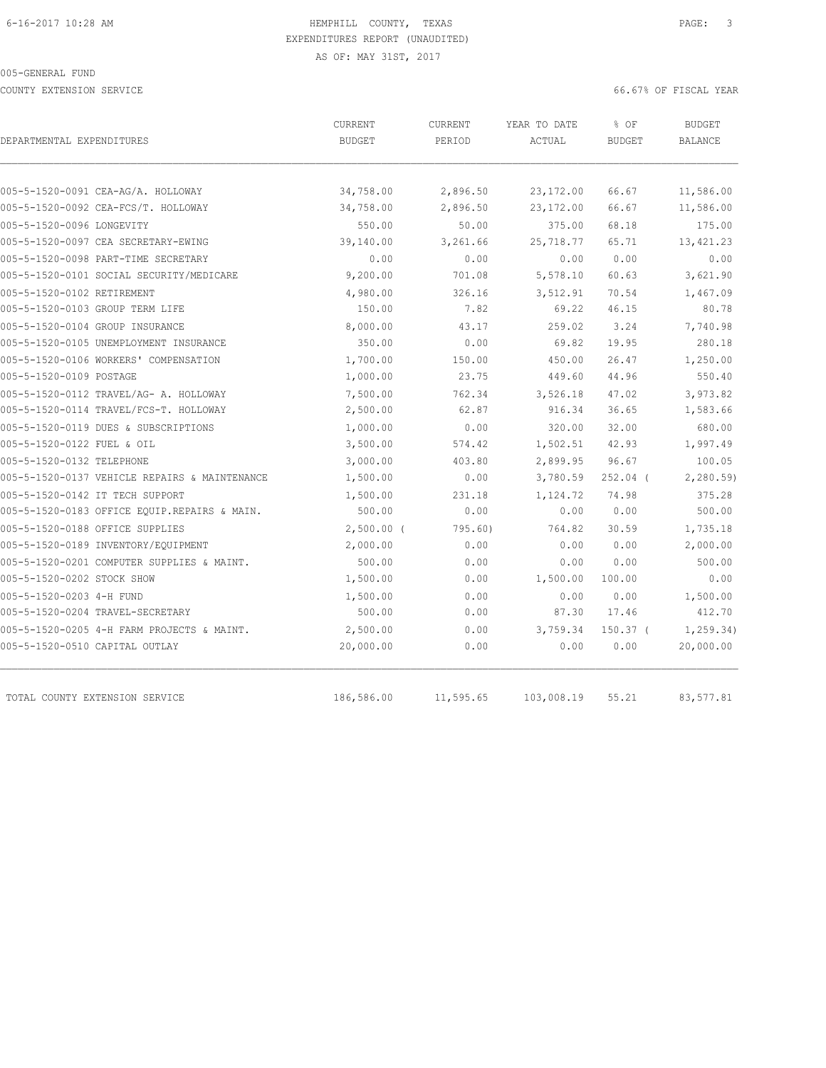HEMPHILL COUNTY, TEXAS
EXPENDITURES REPORT (UNAUDITED)
AS OF: MAY 31ST, 2017

005-GENERAL FUND

COUNTY EXTENSION SERVICE

66.67% OF FISCAL YEAR

| DEPARTMENTAL EXPENDITURES | CURRENT BUDGET | CURRENT PERIOD | YEAR TO DATE ACTUAL | % OF BUDGET | BUDGET BALANCE |
|---|---|---|---|---|---|
| 005-5-1520-0091 CEA-AG/A. HOLLOWAY | 34,758.00 | 2,896.50 | 23,172.00 | 66.67 | 11,586.00 |
| 005-5-1520-0092 CEA-FCS/T. HOLLOWAY | 34,758.00 | 2,896.50 | 23,172.00 | 66.67 | 11,586.00 |
| 005-5-1520-0096 LONGEVITY | 550.00 | 50.00 | 375.00 | 68.18 | 175.00 |
| 005-5-1520-0097 CEA SECRETARY-EWING | 39,140.00 | 3,261.66 | 25,718.77 | 65.71 | 13,421.23 |
| 005-5-1520-0098 PART-TIME SECRETARY | 0.00 | 0.00 | 0.00 | 0.00 | 0.00 |
| 005-5-1520-0101 SOCIAL SECURITY/MEDICARE | 9,200.00 | 701.08 | 5,578.10 | 60.63 | 3,621.90 |
| 005-5-1520-0102 RETIREMENT | 4,980.00 | 326.16 | 3,512.91 | 70.54 | 1,467.09 |
| 005-5-1520-0103 GROUP TERM LIFE | 150.00 | 7.82 | 69.22 | 46.15 | 80.78 |
| 005-5-1520-0104 GROUP INSURANCE | 8,000.00 | 43.17 | 259.02 | 3.24 | 7,740.98 |
| 005-5-1520-0105 UNEMPLOYMENT INSURANCE | 350.00 | 0.00 | 69.82 | 19.95 | 280.18 |
| 005-5-1520-0106 WORKERS' COMPENSATION | 1,700.00 | 150.00 | 450.00 | 26.47 | 1,250.00 |
| 005-5-1520-0109 POSTAGE | 1,000.00 | 23.75 | 449.60 | 44.96 | 550.40 |
| 005-5-1520-0112 TRAVEL/AG- A. HOLLOWAY | 7,500.00 | 762.34 | 3,526.18 | 47.02 | 3,973.82 |
| 005-5-1520-0114 TRAVEL/FCS-T. HOLLOWAY | 2,500.00 | 62.87 | 916.34 | 36.65 | 1,583.66 |
| 005-5-1520-0119 DUES & SUBSCRIPTIONS | 1,000.00 | 0.00 | 320.00 | 32.00 | 680.00 |
| 005-5-1520-0122 FUEL & OIL | 3,500.00 | 574.42 | 1,502.51 | 42.93 | 1,997.49 |
| 005-5-1520-0132 TELEPHONE | 3,000.00 | 403.80 | 2,899.95 | 96.67 | 100.05 |
| 005-5-1520-0137 VEHICLE REPAIRS & MAINTENANCE | 1,500.00 | 0.00 | 3,780.59 | 252.04 | ( 2,280.59) |
| 005-5-1520-0142 IT TECH SUPPORT | 1,500.00 | 231.18 | 1,124.72 | 74.98 | 375.28 |
| 005-5-1520-0183 OFFICE EQUIP.REPAIRS & MAIN. | 500.00 | 0.00 | 0.00 | 0.00 | 500.00 |
| 005-5-1520-0188 OFFICE SUPPLIES | 2,500.00 | ( 795.60) | 764.82 | 30.59 | 1,735.18 |
| 005-5-1520-0189 INVENTORY/EQUIPMENT | 2,000.00 | 0.00 | 0.00 | 0.00 | 2,000.00 |
| 005-5-1520-0201 COMPUTER SUPPLIES & MAINT. | 500.00 | 0.00 | 0.00 | 0.00 | 500.00 |
| 005-5-1520-0202 STOCK SHOW | 1,500.00 | 0.00 | 1,500.00 | 100.00 | 0.00 |
| 005-5-1520-0203 4-H FUND | 1,500.00 | 0.00 | 0.00 | 0.00 | 1,500.00 |
| 005-5-1520-0204 TRAVEL-SECRETARY | 500.00 | 0.00 | 87.30 | 17.46 | 412.70 |
| 005-5-1520-0205 4-H FARM PROJECTS & MAINT. | 2,500.00 | 0.00 | 3,759.34 | 150.37 | ( 1,259.34) |
| 005-5-1520-0510 CAPITAL OUTLAY | 20,000.00 | 0.00 | 0.00 | 0.00 | 20,000.00 |
| TOTAL COUNTY EXTENSION SERVICE | 186,586.00 | 11,595.65 | 103,008.19 | 55.21 | 83,577.81 |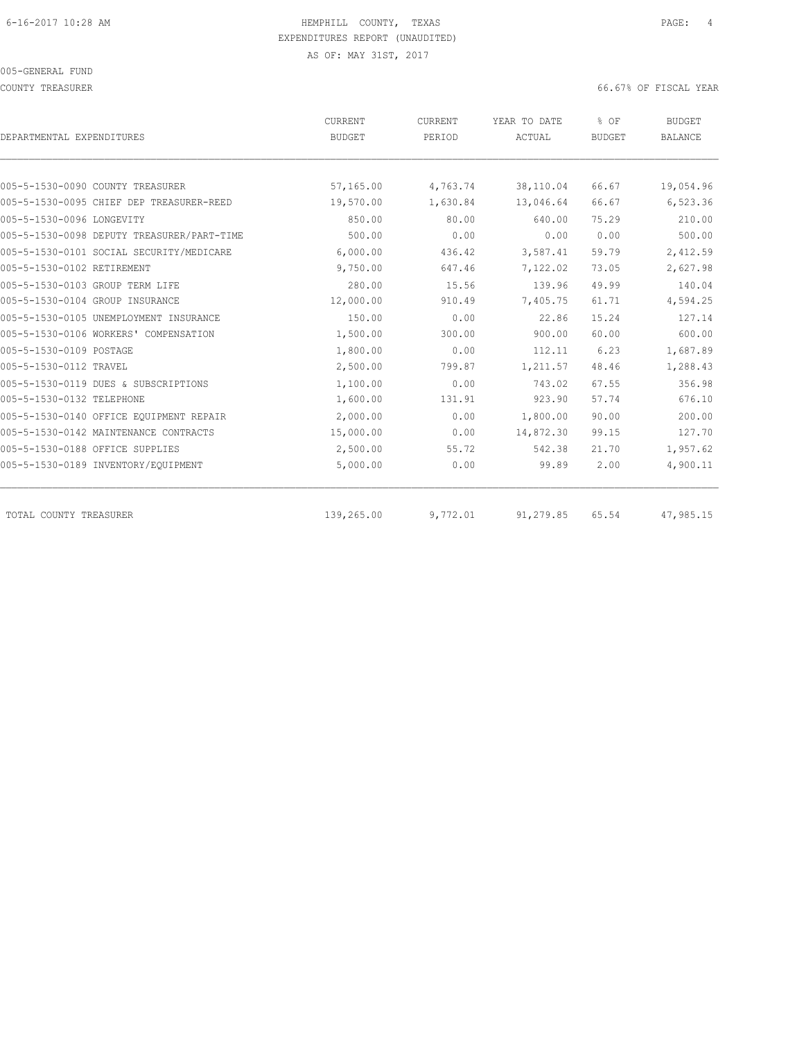HEMPHILL COUNTY, TEXAS
EXPENDITURES REPORT (UNAUDITED)
AS OF: MAY 31ST, 2017

005-GENERAL FUND

COUNTY TREASURER

66.67% OF FISCAL YEAR

| DEPARTMENTAL EXPENDITURES | CURRENT BUDGET | CURRENT PERIOD | YEAR TO DATE ACTUAL | % OF BUDGET | BUDGET BALANCE |
|---|---|---|---|---|---|
| 005-5-1530-0090 COUNTY TREASURER | 57,165.00 | 4,763.74 | 38,110.04 | 66.67 | 19,054.96 |
| 005-5-1530-0095 CHIEF DEP TREASURER-REED | 19,570.00 | 1,630.84 | 13,046.64 | 66.67 | 6,523.36 |
| 005-5-1530-0096 LONGEVITY | 850.00 | 80.00 | 640.00 | 75.29 | 210.00 |
| 005-5-1530-0098 DEPUTY TREASURER/PART-TIME | 500.00 | 0.00 | 0.00 | 0.00 | 500.00 |
| 005-5-1530-0101 SOCIAL SECURITY/MEDICARE | 6,000.00 | 436.42 | 3,587.41 | 59.79 | 2,412.59 |
| 005-5-1530-0102 RETIREMENT | 9,750.00 | 647.46 | 7,122.02 | 73.05 | 2,627.98 |
| 005-5-1530-0103 GROUP TERM LIFE | 280.00 | 15.56 | 139.96 | 49.99 | 140.04 |
| 005-5-1530-0104 GROUP INSURANCE | 12,000.00 | 910.49 | 7,405.75 | 61.71 | 4,594.25 |
| 005-5-1530-0105 UNEMPLOYMENT INSURANCE | 150.00 | 0.00 | 22.86 | 15.24 | 127.14 |
| 005-5-1530-0106 WORKERS' COMPENSATION | 1,500.00 | 300.00 | 900.00 | 60.00 | 600.00 |
| 005-5-1530-0109 POSTAGE | 1,800.00 | 0.00 | 112.11 | 6.23 | 1,687.89 |
| 005-5-1530-0112 TRAVEL | 2,500.00 | 799.87 | 1,211.57 | 48.46 | 1,288.43 |
| 005-5-1530-0119 DUES & SUBSCRIPTIONS | 1,100.00 | 0.00 | 743.02 | 67.55 | 356.98 |
| 005-5-1530-0132 TELEPHONE | 1,600.00 | 131.91 | 923.90 | 57.74 | 676.10 |
| 005-5-1530-0140 OFFICE EQUIPMENT REPAIR | 2,000.00 | 0.00 | 1,800.00 | 90.00 | 200.00 |
| 005-5-1530-0142 MAINTENANCE CONTRACTS | 15,000.00 | 0.00 | 14,872.30 | 99.15 | 127.70 |
| 005-5-1530-0188 OFFICE SUPPLIES | 2,500.00 | 55.72 | 542.38 | 21.70 | 1,957.62 |
| 005-5-1530-0189 INVENTORY/EQUIPMENT | 5,000.00 | 0.00 | 99.89 | 2.00 | 4,900.11 |
| TOTAL COUNTY TREASURER | 139,265.00 | 9,772.01 | 91,279.85 | 65.54 | 47,985.15 |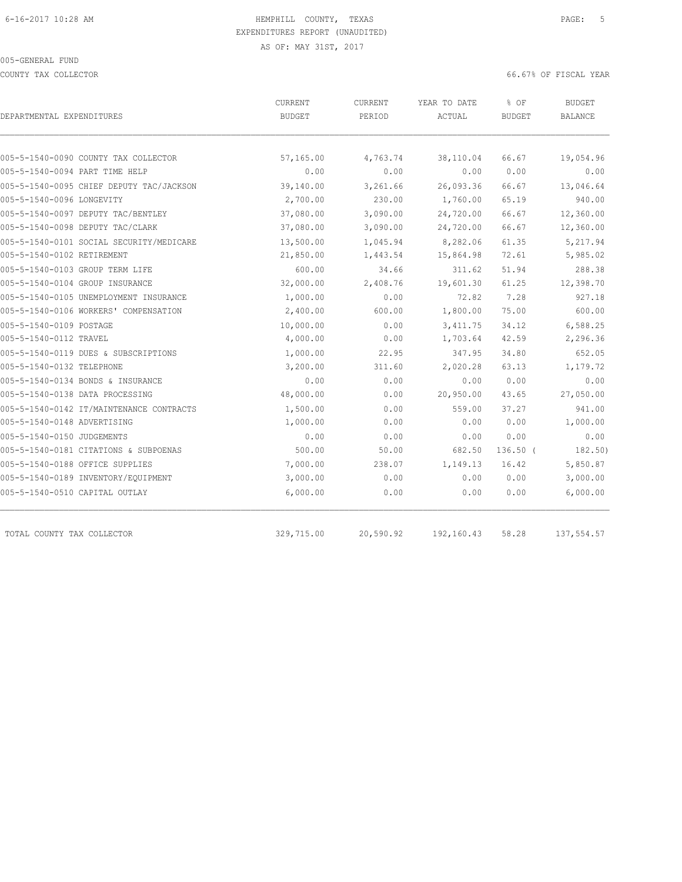HEMPHILL COUNTY, TEXAS
EXPENDITURES REPORT (UNAUDITED)
AS OF: MAY 31ST, 2017

005-GENERAL FUND

COUNTY TAX COLLECTOR — 66.67% OF FISCAL YEAR

| DEPARTMENTAL EXPENDITURES | CURRENT BUDGET | CURRENT PERIOD | YEAR TO DATE ACTUAL | % OF BUDGET | BUDGET BALANCE |
|---|---|---|---|---|---|
| 005-5-1540-0090 COUNTY TAX COLLECTOR | 57,165.00 | 4,763.74 | 38,110.04 | 66.67 | 19,054.96 |
| 005-5-1540-0094 PART TIME HELP | 0.00 | 0.00 | 0.00 | 0.00 | 0.00 |
| 005-5-1540-0095 CHIEF DEPUTY TAC/JACKSON | 39,140.00 | 3,261.66 | 26,093.36 | 66.67 | 13,046.64 |
| 005-5-1540-0096 LONGEVITY | 2,700.00 | 230.00 | 1,760.00 | 65.19 | 940.00 |
| 005-5-1540-0097 DEPUTY TAC/BENTLEY | 37,080.00 | 3,090.00 | 24,720.00 | 66.67 | 12,360.00 |
| 005-5-1540-0098 DEPUTY TAC/CLARK | 37,080.00 | 3,090.00 | 24,720.00 | 66.67 | 12,360.00 |
| 005-5-1540-0101 SOCIAL SECURITY/MEDICARE | 13,500.00 | 1,045.94 | 8,282.06 | 61.35 | 5,217.94 |
| 005-5-1540-0102 RETIREMENT | 21,850.00 | 1,443.54 | 15,864.98 | 72.61 | 5,985.02 |
| 005-5-1540-0103 GROUP TERM LIFE | 600.00 | 34.66 | 311.62 | 51.94 | 288.38 |
| 005-5-1540-0104 GROUP INSURANCE | 32,000.00 | 2,408.76 | 19,601.30 | 61.25 | 12,398.70 |
| 005-5-1540-0105 UNEMPLOYMENT INSURANCE | 1,000.00 | 0.00 | 72.82 | 7.28 | 927.18 |
| 005-5-1540-0106 WORKERS' COMPENSATION | 2,400.00 | 600.00 | 1,800.00 | 75.00 | 600.00 |
| 005-5-1540-0109 POSTAGE | 10,000.00 | 0.00 | 3,411.75 | 34.12 | 6,588.25 |
| 005-5-1540-0112 TRAVEL | 4,000.00 | 0.00 | 1,703.64 | 42.59 | 2,296.36 |
| 005-5-1540-0119 DUES & SUBSCRIPTIONS | 1,000.00 | 22.95 | 347.95 | 34.80 | 652.05 |
| 005-5-1540-0132 TELEPHONE | 3,200.00 | 311.60 | 2,020.28 | 63.13 | 1,179.72 |
| 005-5-1540-0134 BONDS & INSURANCE | 0.00 | 0.00 | 0.00 | 0.00 | 0.00 |
| 005-5-1540-0138 DATA PROCESSING | 48,000.00 | 0.00 | 20,950.00 | 43.65 | 27,050.00 |
| 005-5-1540-0142 IT/MAINTENANCE CONTRACTS | 1,500.00 | 0.00 | 559.00 | 37.27 | 941.00 |
| 005-5-1540-0148 ADVERTISING | 1,000.00 | 0.00 | 0.00 | 0.00 | 1,000.00 |
| 005-5-1540-0150 JUDGEMENTS | 0.00 | 0.00 | 0.00 | 0.00 | 0.00 |
| 005-5-1540-0181 CITATIONS & SUBPOENAS | 500.00 | 50.00 | 682.50 | 136.50 | ( 182.50) |
| 005-5-1540-0188 OFFICE SUPPLIES | 7,000.00 | 238.07 | 1,149.13 | 16.42 | 5,850.87 |
| 005-5-1540-0189 INVENTORY/EQUIPMENT | 3,000.00 | 0.00 | 0.00 | 0.00 | 3,000.00 |
| 005-5-1540-0510 CAPITAL OUTLAY | 6,000.00 | 0.00 | 0.00 | 0.00 | 6,000.00 |
| TOTAL COUNTY TAX COLLECTOR | 329,715.00 | 20,590.92 | 192,160.43 | 58.28 | 137,554.57 |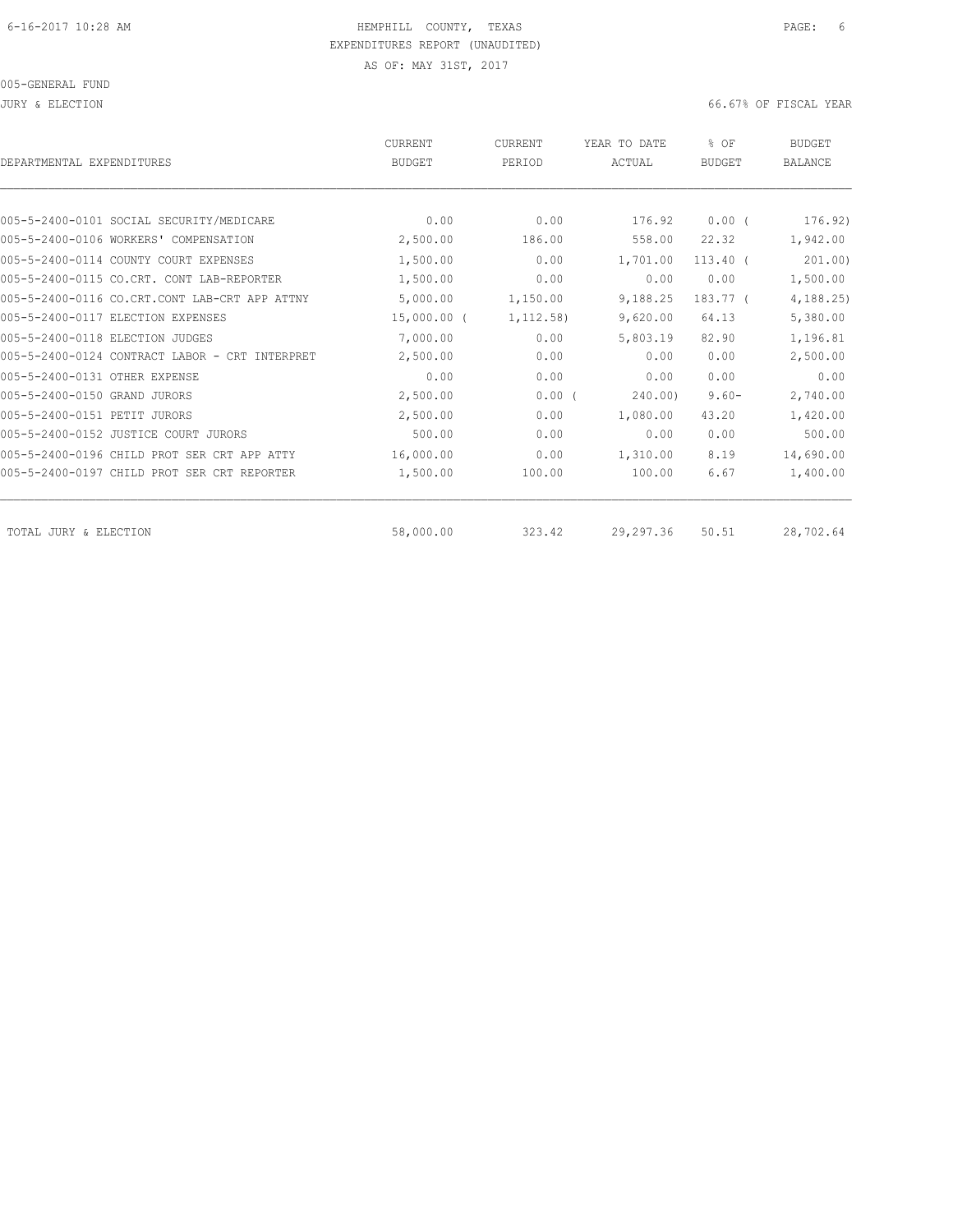HEMPHILL COUNTY, TEXAS
EXPENDITURES REPORT (UNAUDITED)
AS OF: MAY 31ST, 2017

005-GENERAL FUND

JURY & ELECTION — 66.67% OF FISCAL YEAR

| DEPARTMENTAL EXPENDITURES | CURRENT BUDGET | CURRENT PERIOD | YEAR TO DATE ACTUAL | % OF BUDGET | BUDGET BALANCE |
|---|---|---|---|---|---|
| 005-5-2400-0101 SOCIAL SECURITY/MEDICARE | 0.00 | 0.00 | 176.92 | 0.00 ( | 176.92) |
| 005-5-2400-0106 WORKERS' COMPENSATION | 2,500.00 | 186.00 | 558.00 | 22.32 | 1,942.00 |
| 005-5-2400-0114 COUNTY COURT EXPENSES | 1,500.00 | 0.00 | 1,701.00 | 113.40 ( | 201.00) |
| 005-5-2400-0115 CO.CRT. CONT LAB-REPORTER | 1,500.00 | 0.00 | 0.00 | 0.00 | 1,500.00 |
| 005-5-2400-0116 CO.CRT.CONT LAB-CRT APP ATTNY | 5,000.00 | 1,150.00 | 9,188.25 | 183.77 ( | 4,188.25) |
| 005-5-2400-0117 ELECTION EXPENSES | 15,000.00 ( | 1,112.58) | 9,620.00 | 64.13 | 5,380.00 |
| 005-5-2400-0118 ELECTION JUDGES | 7,000.00 | 0.00 | 5,803.19 | 82.90 | 1,196.81 |
| 005-5-2400-0124 CONTRACT LABOR - CRT INTERPRET | 2,500.00 | 0.00 | 0.00 | 0.00 | 2,500.00 |
| 005-5-2400-0131 OTHER EXPENSE | 0.00 | 0.00 | 0.00 | 0.00 | 0.00 |
| 005-5-2400-0150 GRAND JURORS | 2,500.00 | 0.00 ( | 240.00) | 9.60- | 2,740.00 |
| 005-5-2400-0151 PETIT JURORS | 2,500.00 | 0.00 | 1,080.00 | 43.20 | 1,420.00 |
| 005-5-2400-0152 JUSTICE COURT JURORS | 500.00 | 0.00 | 0.00 | 0.00 | 500.00 |
| 005-5-2400-0196 CHILD PROT SER CRT APP ATTY | 16,000.00 | 0.00 | 1,310.00 | 8.19 | 14,690.00 |
| 005-5-2400-0197 CHILD PROT SER CRT REPORTER | 1,500.00 | 100.00 | 100.00 | 6.67 | 1,400.00 |
| TOTAL JURY & ELECTION | 58,000.00 | 323.42 | 29,297.36 | 50.51 | 28,702.64 |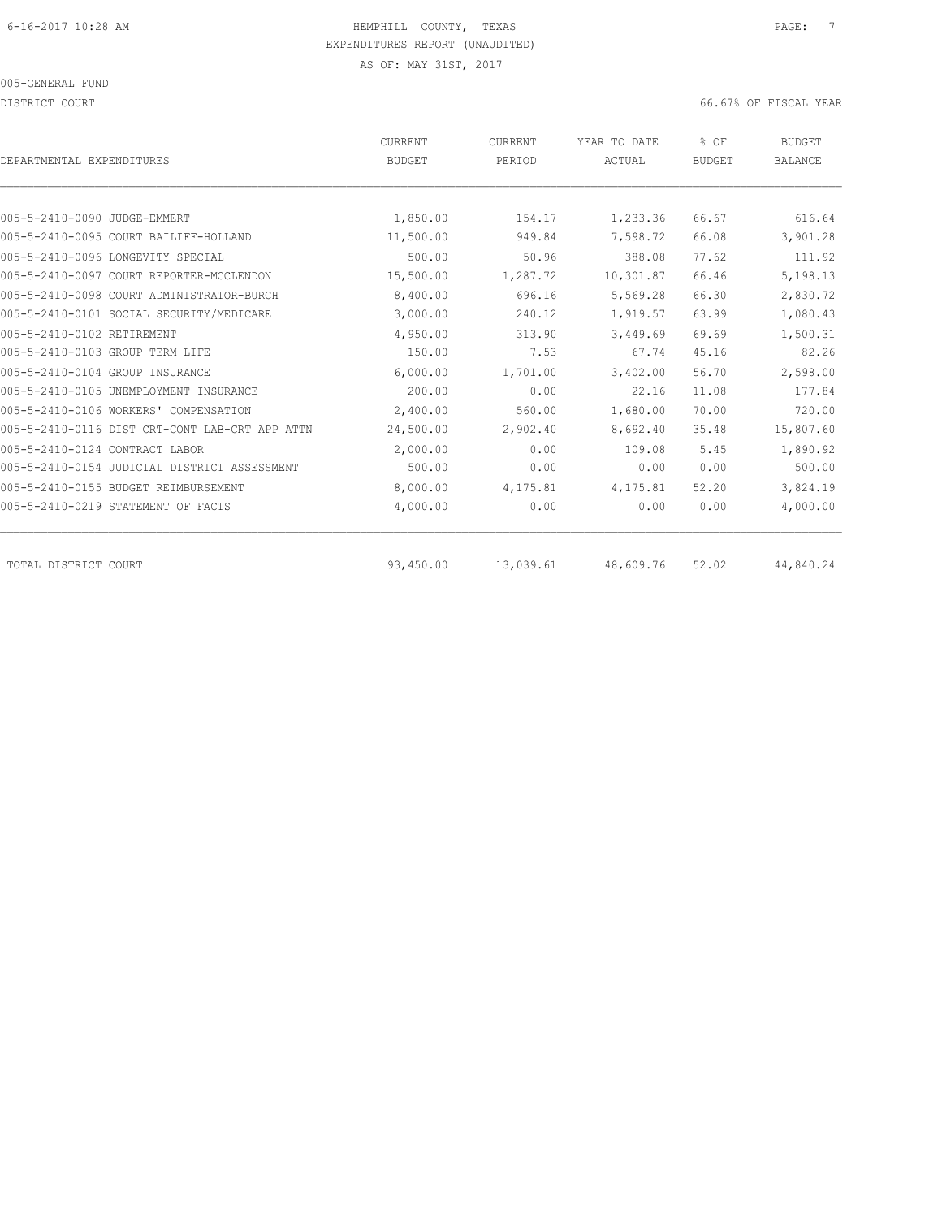HEMPHILL COUNTY, TEXAS
EXPENDITURES REPORT (UNAUDITED)
AS OF: MAY 31ST, 2017

005-GENERAL FUND

DISTRICT COURT — 66.67% OF FISCAL YEAR

| DEPARTMENTAL EXPENDITURES | CURRENT BUDGET | CURRENT PERIOD | YEAR TO DATE ACTUAL | % OF BUDGET | BUDGET BALANCE |
|---|---|---|---|---|---|
| 005-5-2410-0090 JUDGE-EMMERT | 1,850.00 | 154.17 | 1,233.36 | 66.67 | 616.64 |
| 005-5-2410-0095 COURT BAILIFF-HOLLAND | 11,500.00 | 949.84 | 7,598.72 | 66.08 | 3,901.28 |
| 005-5-2410-0096 LONGEVITY SPECIAL | 500.00 | 50.96 | 388.08 | 77.62 | 111.92 |
| 005-5-2410-0097 COURT REPORTER-MCCLENDON | 15,500.00 | 1,287.72 | 10,301.87 | 66.46 | 5,198.13 |
| 005-5-2410-0098 COURT ADMINISTRATOR-BURCH | 8,400.00 | 696.16 | 5,569.28 | 66.30 | 2,830.72 |
| 005-5-2410-0101 SOCIAL SECURITY/MEDICARE | 3,000.00 | 240.12 | 1,919.57 | 63.99 | 1,080.43 |
| 005-5-2410-0102 RETIREMENT | 4,950.00 | 313.90 | 3,449.69 | 69.69 | 1,500.31 |
| 005-5-2410-0103 GROUP TERM LIFE | 150.00 | 7.53 | 67.74 | 45.16 | 82.26 |
| 005-5-2410-0104 GROUP INSURANCE | 6,000.00 | 1,701.00 | 3,402.00 | 56.70 | 2,598.00 |
| 005-5-2410-0105 UNEMPLOYMENT INSURANCE | 200.00 | 0.00 | 22.16 | 11.08 | 177.84 |
| 005-5-2410-0106 WORKERS' COMPENSATION | 2,400.00 | 560.00 | 1,680.00 | 70.00 | 720.00 |
| 005-5-2410-0116 DIST CRT-CONT LAB-CRT APP ATTN | 24,500.00 | 2,902.40 | 8,692.40 | 35.48 | 15,807.60 |
| 005-5-2410-0124 CONTRACT LABOR | 2,000.00 | 0.00 | 109.08 | 5.45 | 1,890.92 |
| 005-5-2410-0154 JUDICIAL DISTRICT ASSESSMENT | 500.00 | 0.00 | 0.00 | 0.00 | 500.00 |
| 005-5-2410-0155 BUDGET REIMBURSEMENT | 8,000.00 | 4,175.81 | 4,175.81 | 52.20 | 3,824.19 |
| 005-5-2410-0219 STATEMENT OF FACTS | 4,000.00 | 0.00 | 0.00 | 0.00 | 4,000.00 |
| TOTAL DISTRICT COURT | 93,450.00 | 13,039.61 | 48,609.76 | 52.02 | 44,840.24 |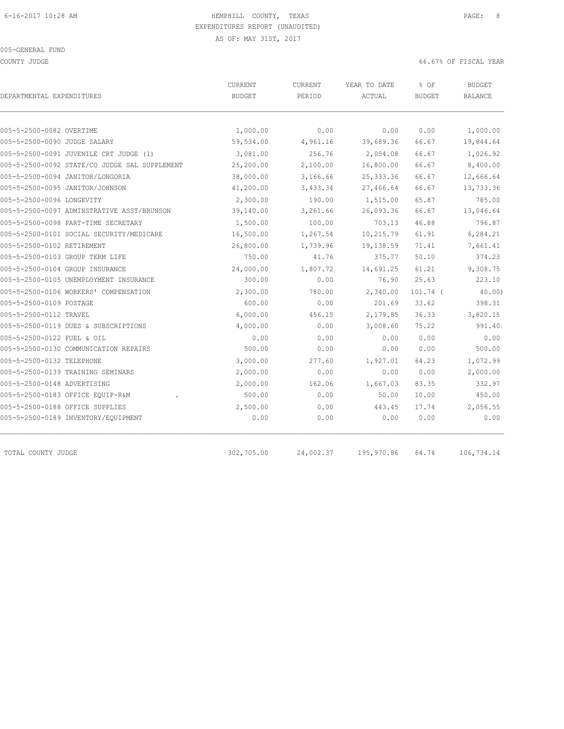HEMPHILL COUNTY, TEXAS
EXPENDITURES REPORT (UNAUDITED)
AS OF: MAY 31ST, 2017

005-GENERAL FUND

COUNTY JUDGE — 66.67% OF FISCAL YEAR

| DEPARTMENTAL EXPENDITURES | CURRENT BUDGET | CURRENT PERIOD | YEAR TO DATE ACTUAL | % OF BUDGET | BUDGET BALANCE |
|---|---|---|---|---|---|
| 005-5-2500-0082 OVERTIME | 1,000.00 | 0.00 | 0.00 | 0.00 | 1,000.00 |
| 005-5-2500-0090 JUDGE SALARY | 59,534.00 | 4,961.16 | 39,689.36 | 66.67 | 19,844.64 |
| 005-5-2500-0091 JUVENILE CRT JUDGE (1) | 3,081.00 | 256.76 | 2,054.08 | 66.67 | 1,026.92 |
| 005-5-2500-0092 STATE/CO JUDGE SAL SUPPLEMENT | 25,200.00 | 2,100.00 | 16,800.00 | 66.67 | 8,400.00 |
| 005-5-2500-0094 JANITOR/LONGORIA | 38,000.00 | 3,166.66 | 25,333.36 | 66.67 | 12,666.64 |
| 005-5-2500-0095 JANITOR/JOHNSON | 41,200.00 | 3,433.34 | 27,466.64 | 66.67 | 13,733.36 |
| 005-5-2500-0096 LONGEVITY | 2,300.00 | 190.00 | 1,515.00 | 65.87 | 785.00 |
| 005-5-2500-0097 ADMINSTRATIVE ASST/BRUNSON | 39,140.00 | 3,261.66 | 26,093.36 | 66.67 | 13,046.64 |
| 005-5-2500-0098 PART-TIME SECRETARY | 1,500.00 | 100.00 | 703.13 | 46.88 | 796.87 |
| 005-5-2500-0101 SOCIAL SECURITY/MEDICARE | 16,500.00 | 1,267.54 | 10,215.79 | 61.91 | 6,284.21 |
| 005-5-2500-0102 RETIREMENT | 26,800.00 | 1,739.96 | 19,138.59 | 71.41 | 7,661.41 |
| 005-5-2500-0103 GROUP TERM LIFE | 750.00 | 41.76 | 375.77 | 50.10 | 374.23 |
| 005-5-2500-0104 GROUP INSURANCE | 24,000.00 | 1,807.72 | 14,691.25 | 61.21 | 9,308.75 |
| 005-5-2500-0105 UNEMPLOYMENT INSURANCE | 300.00 | 0.00 | 76.90 | 25.63 | 223.10 |
| 005-5-2500-0106 WORKERS' COMPENSATION | 2,300.00 | 780.00 | 2,340.00 | 101.74 | ( 40.00) |
| 005-5-2500-0109 POSTAGE | 600.00 | 0.00 | 201.69 | 33.62 | 398.31 |
| 005-5-2500-0112 TRAVEL | 6,000.00 | 456.15 | 2,179.85 | 36.33 | 3,820.15 |
| 005-5-2500-0119 DUES & SUBSCRIPTIONS | 4,000.00 | 0.00 | 3,008.60 | 75.22 | 991.40 |
| 005-5-2500-0122 FUEL & OIL | 0.00 | 0.00 | 0.00 | 0.00 | 0.00 |
| 005-5-2500-0130 COMMUNICATION REPAIRS | 500.00 | 0.00 | 0.00 | 0.00 | 500.00 |
| 005-5-2500-0132 TELEPHONE | 3,000.00 | 277.60 | 1,927.01 | 64.23 | 1,072.99 |
| 005-5-2500-0139 TRAINING SEMINARS | 2,000.00 | 0.00 | 0.00 | 0.00 | 2,000.00 |
| 005-5-2500-0148 ADVERTISING | 2,000.00 | 162.06 | 1,667.03 | 83.35 | 332.97 |
| 005-5-2500-0183 OFFICE EQUIP-R&M . | 500.00 | 0.00 | 50.00 | 10.00 | 450.00 |
| 005-5-2500-0188 OFFICE SUPPLIES | 2,500.00 | 0.00 | 443.45 | 17.74 | 2,056.55 |
| 005-5-2500-0189 INVENTORY/EQUIPMENT | 0.00 | 0.00 | 0.00 | 0.00 | 0.00 |
| TOTAL COUNTY JUDGE | 302,705.00 | 24,002.37 | 195,970.86 | 64.74 | 106,734.14 |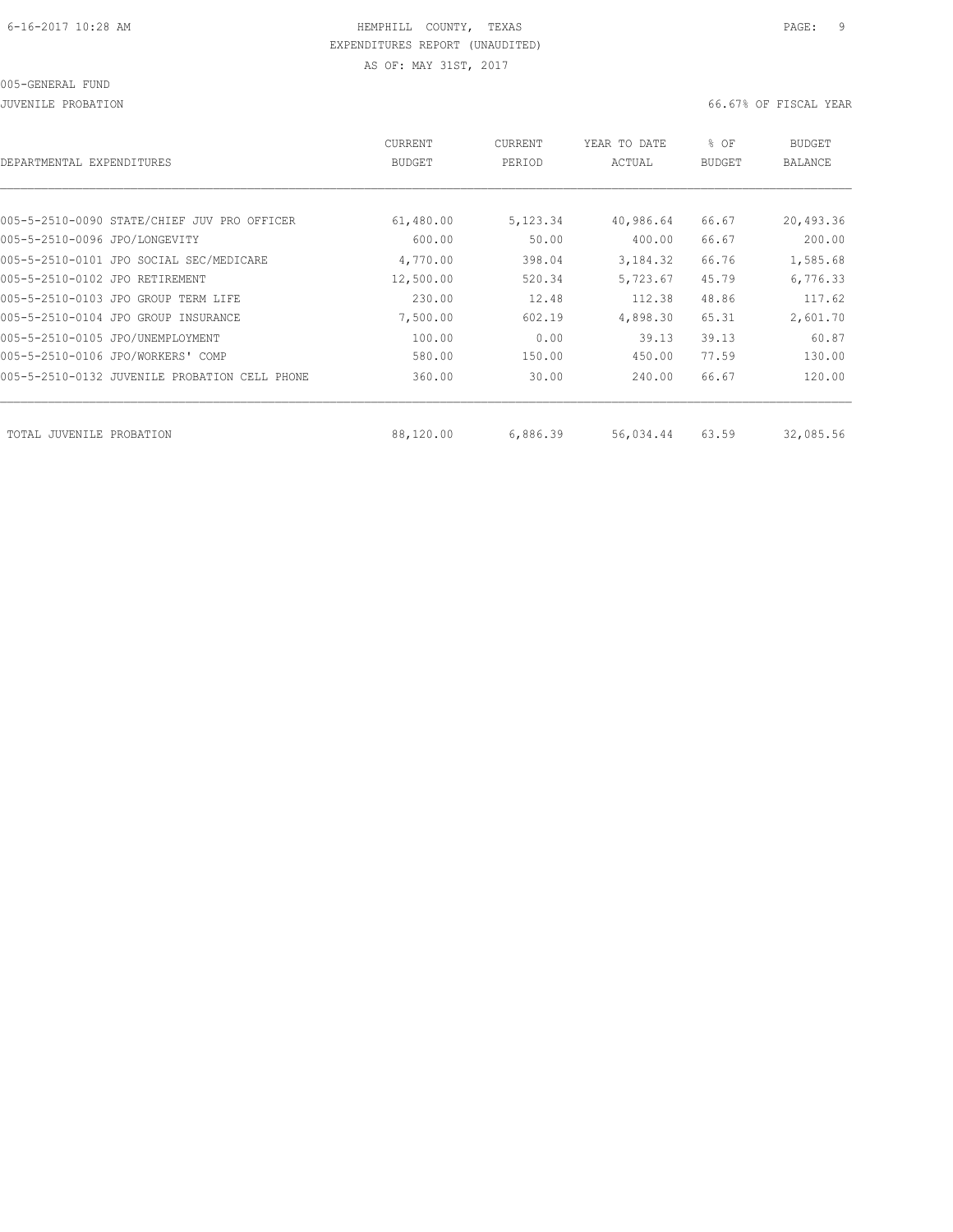HEMPHILL COUNTY, TEXAS
EXPENDITURES REPORT (UNAUDITED)
AS OF: MAY 31ST, 2017

005-GENERAL FUND

JUVENILE PROBATION

66.67% OF FISCAL YEAR

| DEPARTMENTAL EXPENDITURES | CURRENT BUDGET | CURRENT PERIOD | YEAR TO DATE ACTUAL | % OF BUDGET | BUDGET BALANCE |
|---|---|---|---|---|---|
| 005-5-2510-0090 STATE/CHIEF JUV PRO OFFICER | 61,480.00 | 5,123.34 | 40,986.64 | 66.67 | 20,493.36 |
| 005-5-2510-0096 JPO/LONGEVITY | 600.00 | 50.00 | 400.00 | 66.67 | 200.00 |
| 005-5-2510-0101 JPO SOCIAL SEC/MEDICARE | 4,770.00 | 398.04 | 3,184.32 | 66.76 | 1,585.68 |
| 005-5-2510-0102 JPO RETIREMENT | 12,500.00 | 520.34 | 5,723.67 | 45.79 | 6,776.33 |
| 005-5-2510-0103 JPO GROUP TERM LIFE | 230.00 | 12.48 | 112.38 | 48.86 | 117.62 |
| 005-5-2510-0104 JPO GROUP INSURANCE | 7,500.00 | 602.19 | 4,898.30 | 65.31 | 2,601.70 |
| 005-5-2510-0105 JPO/UNEMPLOYMENT | 100.00 | 0.00 | 39.13 | 39.13 | 60.87 |
| 005-5-2510-0106 JPO/WORKERS' COMP | 580.00 | 150.00 | 450.00 | 77.59 | 130.00 |
| 005-5-2510-0132 JUVENILE PROBATION CELL PHONE | 360.00 | 30.00 | 240.00 | 66.67 | 120.00 |
| TOTAL JUVENILE PROBATION | 88,120.00 | 6,886.39 | 56,034.44 | 63.59 | 32,085.56 |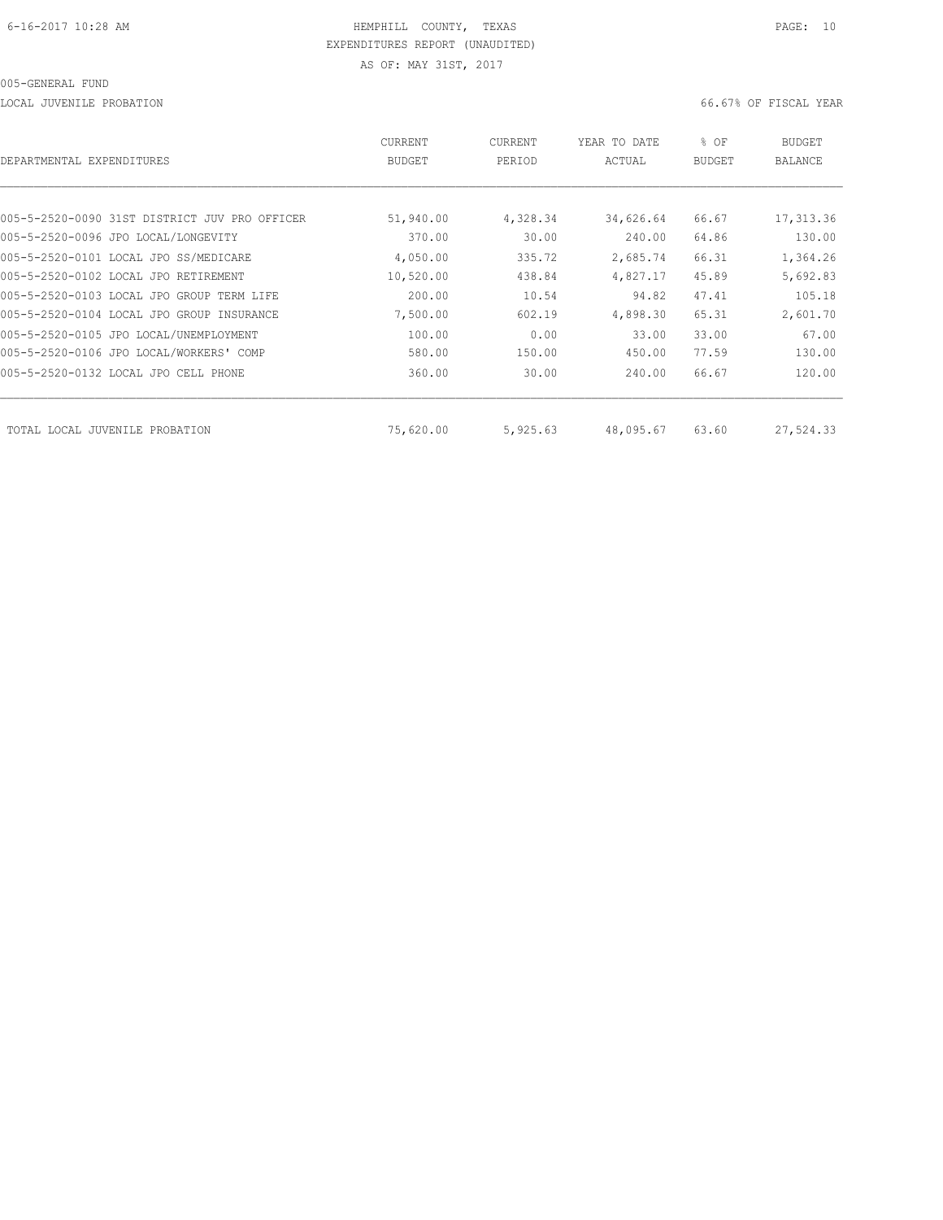HEMPHILL COUNTY, TEXAS
EXPENDITURES REPORT (UNAUDITED)
AS OF: MAY 31ST, 2017

005-GENERAL FUND

LOCAL JUVENILE PROBATION — 66.67% OF FISCAL YEAR

| DEPARTMENTAL EXPENDITURES | CURRENT BUDGET | CURRENT PERIOD | YEAR TO DATE ACTUAL | % OF BUDGET | BUDGET BALANCE |
|---|---|---|---|---|---|
| 005-5-2520-0090 31ST DISTRICT JUV PRO OFFICER | 51,940.00 | 4,328.34 | 34,626.64 | 66.67 | 17,313.36 |
| 005-5-2520-0096 JPO LOCAL/LONGEVITY | 370.00 | 30.00 | 240.00 | 64.86 | 130.00 |
| 005-5-2520-0101 LOCAL JPO SS/MEDICARE | 4,050.00 | 335.72 | 2,685.74 | 66.31 | 1,364.26 |
| 005-5-2520-0102 LOCAL JPO RETIREMENT | 10,520.00 | 438.84 | 4,827.17 | 45.89 | 5,692.83 |
| 005-5-2520-0103 LOCAL JPO GROUP TERM LIFE | 200.00 | 10.54 | 94.82 | 47.41 | 105.18 |
| 005-5-2520-0104 LOCAL JPO GROUP INSURANCE | 7,500.00 | 602.19 | 4,898.30 | 65.31 | 2,601.70 |
| 005-5-2520-0105 JPO LOCAL/UNEMPLOYMENT | 100.00 | 0.00 | 33.00 | 33.00 | 67.00 |
| 005-5-2520-0106 JPO LOCAL/WORKERS' COMP | 580.00 | 150.00 | 450.00 | 77.59 | 130.00 |
| 005-5-2520-0132 LOCAL JPO CELL PHONE | 360.00 | 30.00 | 240.00 | 66.67 | 120.00 |
| TOTAL LOCAL JUVENILE PROBATION | 75,620.00 | 5,925.63 | 48,095.67 | 63.60 | 27,524.33 |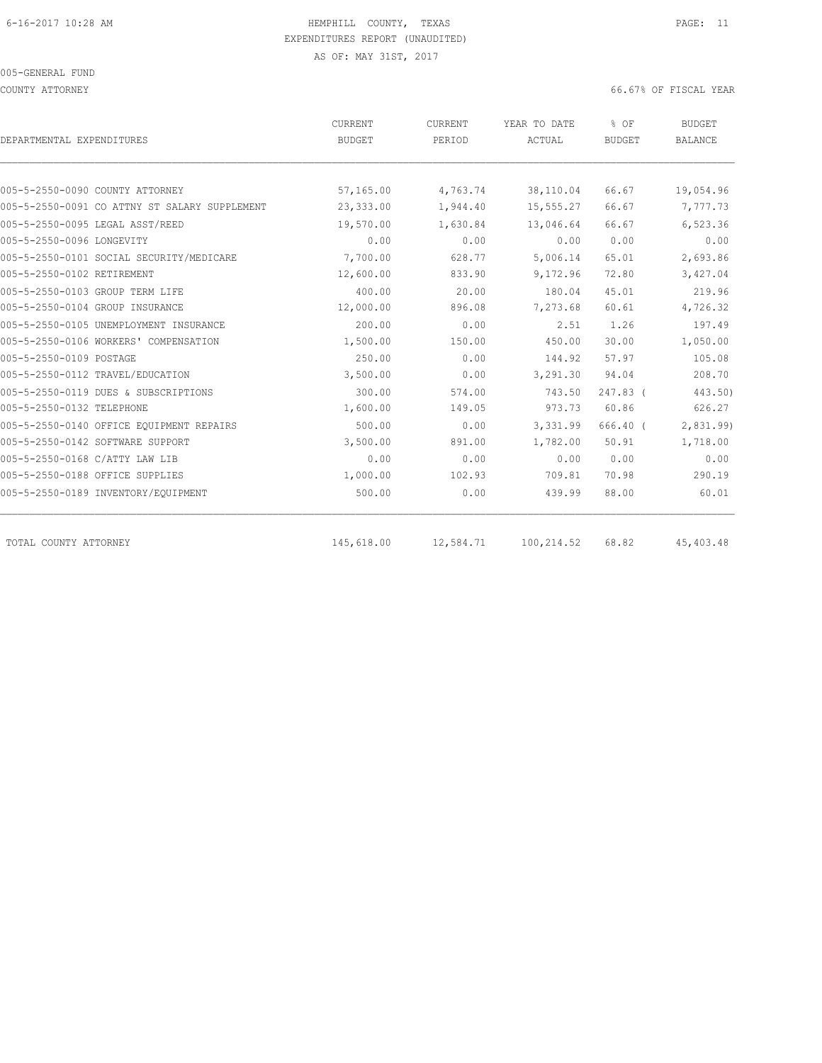6-16-2017 10:28 AM

# HEMPHILL COUNTY, TEXAS

EXPENDITURES REPORT (UNAUDITED)

AS OF: MAY 31ST, 2017

005-GENERAL FUND

COUNTY ATTORNEY

66.67% OF FISCAL YEAR

| DEPARTMENTAL EXPENDITURES | CURRENT BUDGET | CURRENT PERIOD | YEAR TO DATE ACTUAL | % OF BUDGET | BUDGET BALANCE |
|---|---|---|---|---|---|
| 005-5-2550-0090 COUNTY ATTORNEY | 57,165.00 | 4,763.74 | 38,110.04 | 66.67 | 19,054.96 |
| 005-5-2550-0091 CO ATTNY ST SALARY SUPPLEMENT | 23,333.00 | 1,944.40 | 15,555.27 | 66.67 | 7,777.73 |
| 005-5-2550-0095 LEGAL ASST/REED | 19,570.00 | 1,630.84 | 13,046.64 | 66.67 | 6,523.36 |
| 005-5-2550-0096 LONGEVITY | 0.00 | 0.00 | 0.00 | 0.00 | 0.00 |
| 005-5-2550-0101 SOCIAL SECURITY/MEDICARE | 7,700.00 | 628.77 | 5,006.14 | 65.01 | 2,693.86 |
| 005-5-2550-0102 RETIREMENT | 12,600.00 | 833.90 | 9,172.96 | 72.80 | 3,427.04 |
| 005-5-2550-0103 GROUP TERM LIFE | 400.00 | 20.00 | 180.04 | 45.01 | 219.96 |
| 005-5-2550-0104 GROUP INSURANCE | 12,000.00 | 896.08 | 7,273.68 | 60.61 | 4,726.32 |
| 005-5-2550-0105 UNEMPLOYMENT INSURANCE | 200.00 | 0.00 | 2.51 | 1.26 | 197.49 |
| 005-5-2550-0106 WORKERS' COMPENSATION | 1,500.00 | 150.00 | 450.00 | 30.00 | 1,050.00 |
| 005-5-2550-0109 POSTAGE | 250.00 | 0.00 | 144.92 | 57.97 | 105.08 |
| 005-5-2550-0112 TRAVEL/EDUCATION | 3,500.00 | 0.00 | 3,291.30 | 94.04 | 208.70 |
| 005-5-2550-0119 DUES & SUBSCRIPTIONS | 300.00 | 574.00 | 743.50 | 247.83 | ( 443.50) |
| 005-5-2550-0132 TELEPHONE | 1,600.00 | 149.05 | 973.73 | 60.86 | 626.27 |
| 005-5-2550-0140 OFFICE EQUIPMENT REPAIRS | 500.00 | 0.00 | 3,331.99 | 666.40 | ( 2,831.99) |
| 005-5-2550-0142 SOFTWARE SUPPORT | 3,500.00 | 891.00 | 1,782.00 | 50.91 | 1,718.00 |
| 005-5-2550-0168 C/ATTY LAW LIB | 0.00 | 0.00 | 0.00 | 0.00 | 0.00 |
| 005-5-2550-0188 OFFICE SUPPLIES | 1,000.00 | 102.93 | 709.81 | 70.98 | 290.19 |
| 005-5-2550-0189 INVENTORY/EQUIPMENT | 500.00 | 0.00 | 439.99 | 88.00 | 60.01 |
| TOTAL COUNTY ATTORNEY | 145,618.00 | 12,584.71 | 100,214.52 | 68.82 | 45,403.48 |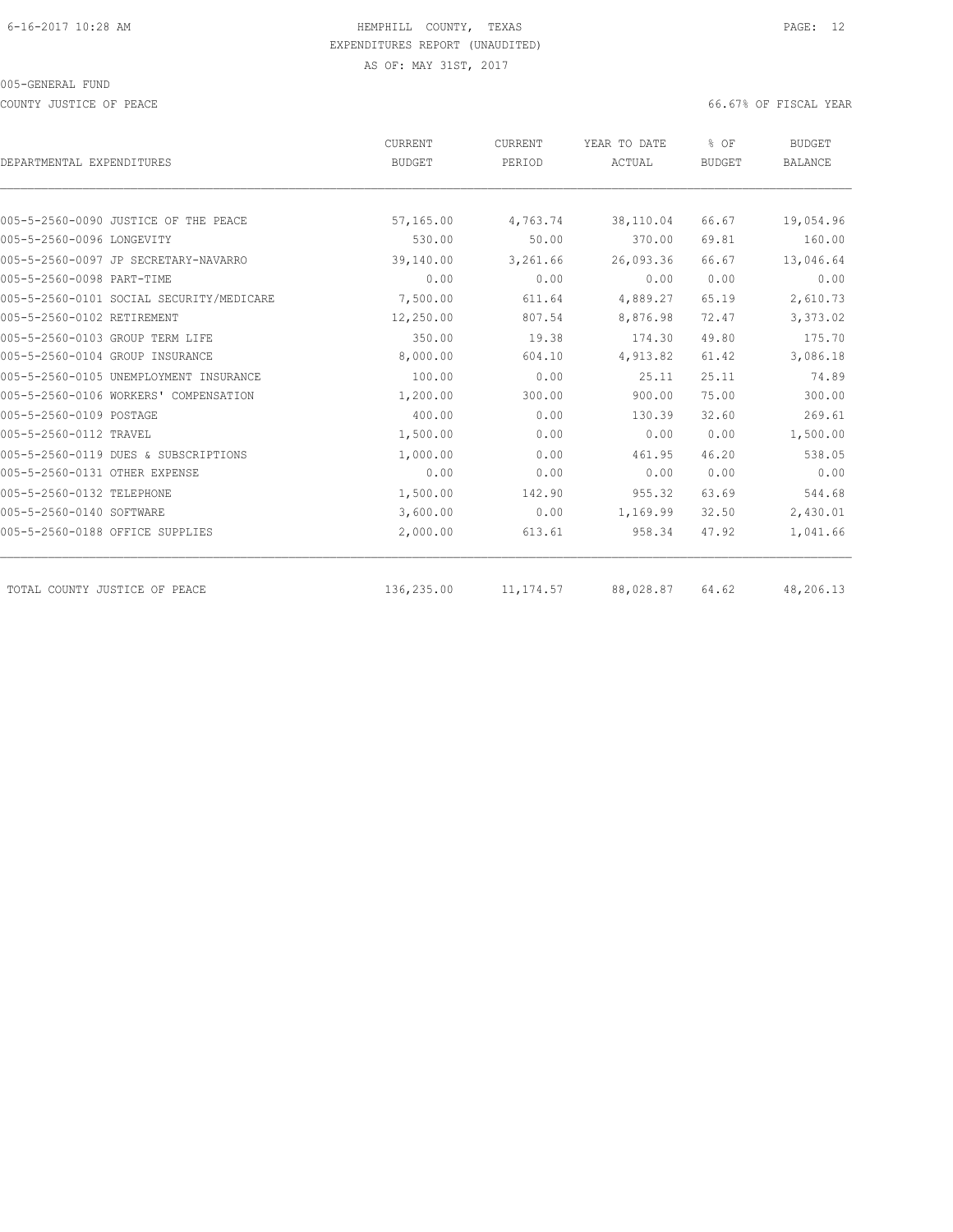HEMPHILL COUNTY, TEXAS
EXPENDITURES REPORT (UNAUDITED)
AS OF: MAY 31ST, 2017

005-GENERAL FUND

COUNTY JUSTICE OF PEACE — 66.67% OF FISCAL YEAR

| DEPARTMENTAL EXPENDITURES | CURRENT BUDGET | CURRENT PERIOD | YEAR TO DATE ACTUAL | % OF BUDGET | BUDGET BALANCE |
|---|---|---|---|---|---|
| 005-5-2560-0090 JUSTICE OF THE PEACE | 57,165.00 | 4,763.74 | 38,110.04 | 66.67 | 19,054.96 |
| 005-5-2560-0096 LONGEVITY | 530.00 | 50.00 | 370.00 | 69.81 | 160.00 |
| 005-5-2560-0097 JP SECRETARY-NAVARRO | 39,140.00 | 3,261.66 | 26,093.36 | 66.67 | 13,046.64 |
| 005-5-2560-0098 PART-TIME | 0.00 | 0.00 | 0.00 | 0.00 | 0.00 |
| 005-5-2560-0101 SOCIAL SECURITY/MEDICARE | 7,500.00 | 611.64 | 4,889.27 | 65.19 | 2,610.73 |
| 005-5-2560-0102 RETIREMENT | 12,250.00 | 807.54 | 8,876.98 | 72.47 | 3,373.02 |
| 005-5-2560-0103 GROUP TERM LIFE | 350.00 | 19.38 | 174.30 | 49.80 | 175.70 |
| 005-5-2560-0104 GROUP INSURANCE | 8,000.00 | 604.10 | 4,913.82 | 61.42 | 3,086.18 |
| 005-5-2560-0105 UNEMPLOYMENT INSURANCE | 100.00 | 0.00 | 25.11 | 25.11 | 74.89 |
| 005-5-2560-0106 WORKERS' COMPENSATION | 1,200.00 | 300.00 | 900.00 | 75.00 | 300.00 |
| 005-5-2560-0109 POSTAGE | 400.00 | 0.00 | 130.39 | 32.60 | 269.61 |
| 005-5-2560-0112 TRAVEL | 1,500.00 | 0.00 | 0.00 | 0.00 | 1,500.00 |
| 005-5-2560-0119 DUES & SUBSCRIPTIONS | 1,000.00 | 0.00 | 461.95 | 46.20 | 538.05 |
| 005-5-2560-0131 OTHER EXPENSE | 0.00 | 0.00 | 0.00 | 0.00 | 0.00 |
| 005-5-2560-0132 TELEPHONE | 1,500.00 | 142.90 | 955.32 | 63.69 | 544.68 |
| 005-5-2560-0140 SOFTWARE | 3,600.00 | 0.00 | 1,169.99 | 32.50 | 2,430.01 |
| 005-5-2560-0188 OFFICE SUPPLIES | 2,000.00 | 613.61 | 958.34 | 47.92 | 1,041.66 |
| TOTAL COUNTY JUSTICE OF PEACE | 136,235.00 | 11,174.57 | 88,028.87 | 64.62 | 48,206.13 |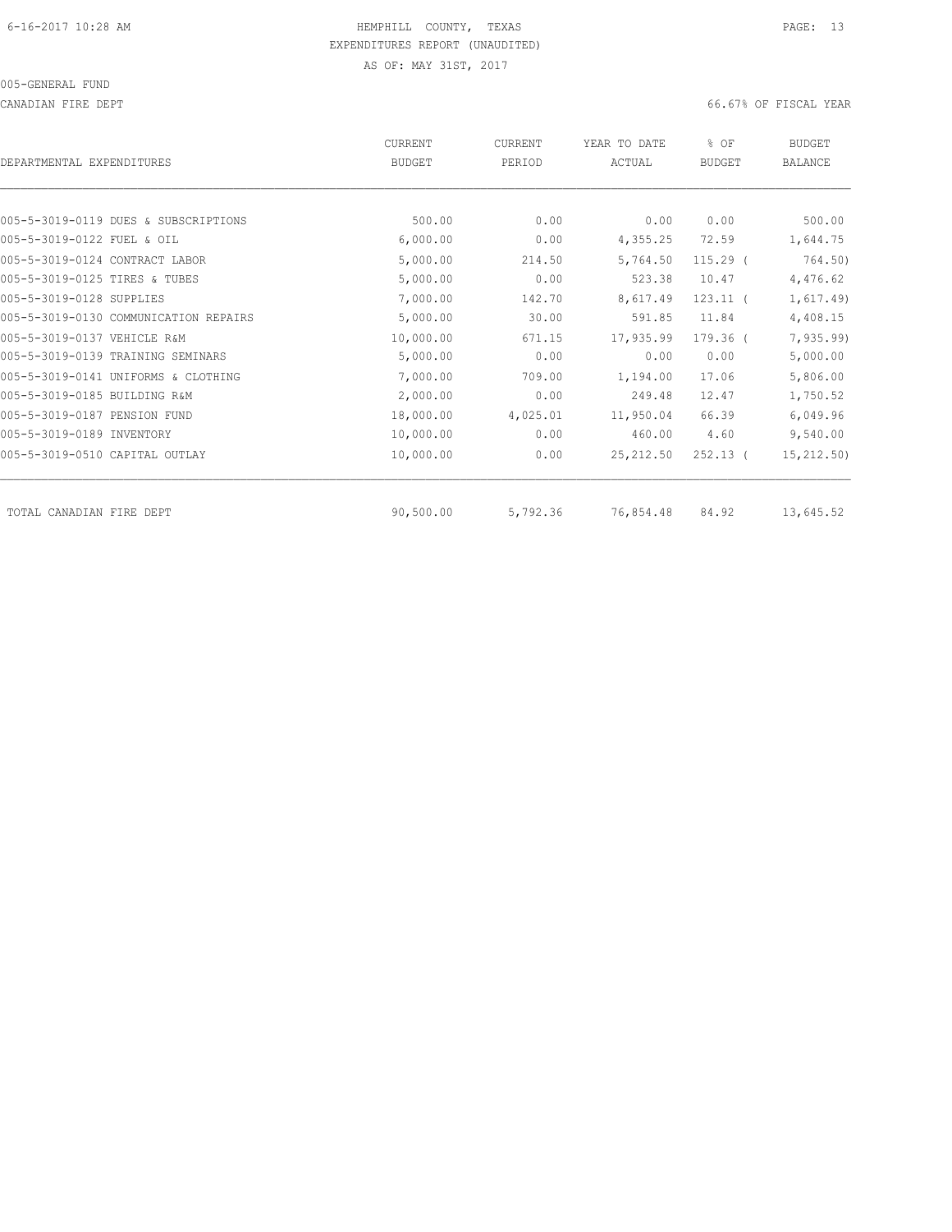HEMPHILL COUNTY, TEXAS
EXPENDITURES REPORT (UNAUDITED)
AS OF: MAY 31ST, 2017

005-GENERAL FUND

CANADIAN FIRE DEPT

66.67% OF FISCAL YEAR

| DEPARTMENTAL EXPENDITURES | CURRENT BUDGET | CURRENT PERIOD | YEAR TO DATE ACTUAL | % OF BUDGET | BUDGET BALANCE |
|---|---|---|---|---|---|
| 005-5-3019-0119 DUES & SUBSCRIPTIONS | 500.00 | 0.00 | 0.00 | 0.00 | 500.00 |
| 005-5-3019-0122 FUEL & OIL | 6,000.00 | 0.00 | 4,355.25 | 72.59 | 1,644.75 |
| 005-5-3019-0124 CONTRACT LABOR | 5,000.00 | 214.50 | 5,764.50 | 115.29 ( | 764.50) |
| 005-5-3019-0125 TIRES & TUBES | 5,000.00 | 0.00 | 523.38 | 10.47 | 4,476.62 |
| 005-5-3019-0128 SUPPLIES | 7,000.00 | 142.70 | 8,617.49 | 123.11 ( | 1,617.49) |
| 005-5-3019-0130 COMMUNICATION REPAIRS | 5,000.00 | 30.00 | 591.85 | 11.84 | 4,408.15 |
| 005-5-3019-0137 VEHICLE R&M | 10,000.00 | 671.15 | 17,935.99 | 179.36 ( | 7,935.99) |
| 005-5-3019-0139 TRAINING SEMINARS | 5,000.00 | 0.00 | 0.00 | 0.00 | 5,000.00 |
| 005-5-3019-0141 UNIFORMS & CLOTHING | 7,000.00 | 709.00 | 1,194.00 | 17.06 | 5,806.00 |
| 005-5-3019-0185 BUILDING R&M | 2,000.00 | 0.00 | 249.48 | 12.47 | 1,750.52 |
| 005-5-3019-0187 PENSION FUND | 18,000.00 | 4,025.01 | 11,950.04 | 66.39 | 6,049.96 |
| 005-5-3019-0189 INVENTORY | 10,000.00 | 0.00 | 460.00 | 4.60 | 9,540.00 |
| 005-5-3019-0510 CAPITAL OUTLAY | 10,000.00 | 0.00 | 25,212.50 | 252.13 ( | 15,212.50) |
| TOTAL CANADIAN FIRE DEPT | 90,500.00 | 5,792.36 | 76,854.48 | 84.92 | 13,645.52 |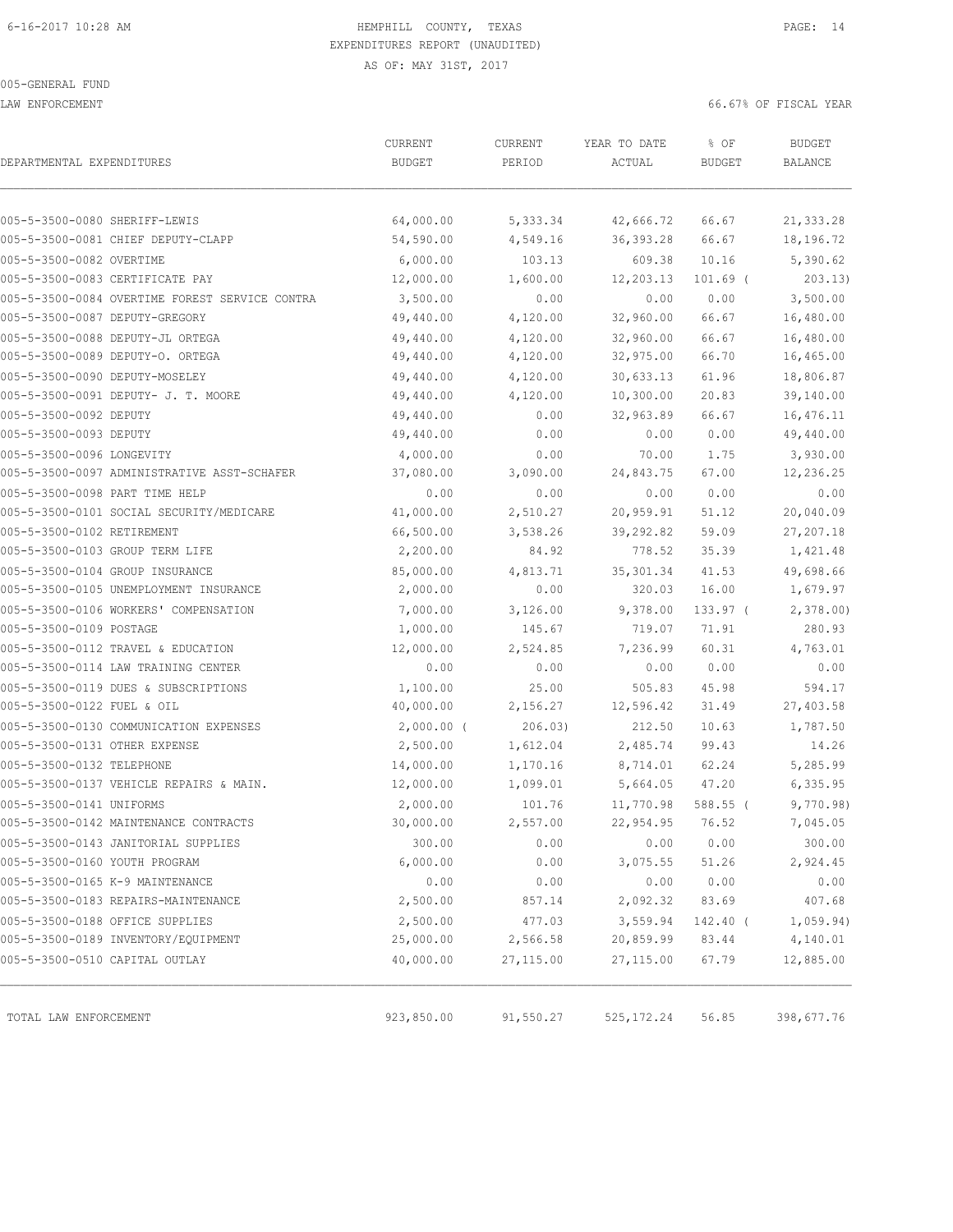HEMPHILL COUNTY, TEXAS
EXPENDITURES REPORT (UNAUDITED)
AS OF: MAY 31ST, 2017

005-GENERAL FUND
LAW ENFORCEMENT

66.67% OF FISCAL YEAR

| DEPARTMENTAL EXPENDITURES | CURRENT BUDGET | CURRENT PERIOD | YEAR TO DATE ACTUAL | % OF BUDGET | BUDGET BALANCE |
|---|---|---|---|---|---|
| 005-5-3500-0080 SHERIFF-LEWIS | 64,000.00 | 5,333.34 | 42,666.72 | 66.67 | 21,333.28 |
| 005-5-3500-0081 CHIEF DEPUTY-CLAPP | 54,590.00 | 4,549.16 | 36,393.28 | 66.67 | 18,196.72 |
| 005-5-3500-0082 OVERTIME | 6,000.00 | 103.13 | 609.38 | 10.16 | 5,390.62 |
| 005-5-3500-0083 CERTIFICATE PAY | 12,000.00 | 1,600.00 | 12,203.13 | 101.69 ( | 203.13) |
| 005-5-3500-0084 OVERTIME FOREST SERVICE CONTRA | 3,500.00 | 0.00 | 0.00 | 0.00 | 3,500.00 |
| 005-5-3500-0087 DEPUTY-GREGORY | 49,440.00 | 4,120.00 | 32,960.00 | 66.67 | 16,480.00 |
| 005-5-3500-0088 DEPUTY-JL ORTEGA | 49,440.00 | 4,120.00 | 32,960.00 | 66.67 | 16,480.00 |
| 005-5-3500-0089 DEPUTY-O. ORTEGA | 49,440.00 | 4,120.00 | 32,975.00 | 66.70 | 16,465.00 |
| 005-5-3500-0090 DEPUTY-MOSELEY | 49,440.00 | 4,120.00 | 30,633.13 | 61.96 | 18,806.87 |
| 005-5-3500-0091 DEPUTY- J. T. MOORE | 49,440.00 | 4,120.00 | 10,300.00 | 20.83 | 39,140.00 |
| 005-5-3500-0092 DEPUTY | 49,440.00 | 0.00 | 32,963.89 | 66.67 | 16,476.11 |
| 005-5-3500-0093 DEPUTY | 49,440.00 | 0.00 | 0.00 | 0.00 | 49,440.00 |
| 005-5-3500-0096 LONGEVITY | 4,000.00 | 0.00 | 70.00 | 1.75 | 3,930.00 |
| 005-5-3500-0097 ADMINISTRATIVE ASST-SCHAFER | 37,080.00 | 3,090.00 | 24,843.75 | 67.00 | 12,236.25 |
| 005-5-3500-0098 PART TIME HELP | 0.00 | 0.00 | 0.00 | 0.00 | 0.00 |
| 005-5-3500-0101 SOCIAL SECURITY/MEDICARE | 41,000.00 | 2,510.27 | 20,959.91 | 51.12 | 20,040.09 |
| 005-5-3500-0102 RETIREMENT | 66,500.00 | 3,538.26 | 39,292.82 | 59.09 | 27,207.18 |
| 005-5-3500-0103 GROUP TERM LIFE | 2,200.00 | 84.92 | 778.52 | 35.39 | 1,421.48 |
| 005-5-3500-0104 GROUP INSURANCE | 85,000.00 | 4,813.71 | 35,301.34 | 41.53 | 49,698.66 |
| 005-5-3500-0105 UNEMPLOYMENT INSURANCE | 2,000.00 | 0.00 | 320.03 | 16.00 | 1,679.97 |
| 005-5-3500-0106 WORKERS' COMPENSATION | 7,000.00 | 3,126.00 | 9,378.00 | 133.97 ( | 2,378.00) |
| 005-5-3500-0109 POSTAGE | 1,000.00 | 145.67 | 719.07 | 71.91 | 280.93 |
| 005-5-3500-0112 TRAVEL & EDUCATION | 12,000.00 | 2,524.85 | 7,236.99 | 60.31 | 4,763.01 |
| 005-5-3500-0114 LAW TRAINING CENTER | 0.00 | 0.00 | 0.00 | 0.00 | 0.00 |
| 005-5-3500-0119 DUES & SUBSCRIPTIONS | 1,100.00 | 25.00 | 505.83 | 45.98 | 594.17 |
| 005-5-3500-0122 FUEL & OIL | 40,000.00 | 2,156.27 | 12,596.42 | 31.49 | 27,403.58 |
| 005-5-3500-0130 COMMUNICATION EXPENSES | 2,000.00 ( | 206.03) | 212.50 | 10.63 | 1,787.50 |
| 005-5-3500-0131 OTHER EXPENSE | 2,500.00 | 1,612.04 | 2,485.74 | 99.43 | 14.26 |
| 005-5-3500-0132 TELEPHONE | 14,000.00 | 1,170.16 | 8,714.01 | 62.24 | 5,285.99 |
| 005-5-3500-0137 VEHICLE REPAIRS & MAIN. | 12,000.00 | 1,099.01 | 5,664.05 | 47.20 | 6,335.95 |
| 005-5-3500-0141 UNIFORMS | 2,000.00 | 101.76 | 11,770.98 | 588.55 ( | 9,770.98) |
| 005-5-3500-0142 MAINTENANCE CONTRACTS | 30,000.00 | 2,557.00 | 22,954.95 | 76.52 | 7,045.05 |
| 005-5-3500-0143 JANITORIAL SUPPLIES | 300.00 | 0.00 | 0.00 | 0.00 | 300.00 |
| 005-5-3500-0160 YOUTH PROGRAM | 6,000.00 | 0.00 | 3,075.55 | 51.26 | 2,924.45 |
| 005-5-3500-0165 K-9 MAINTENANCE | 0.00 | 0.00 | 0.00 | 0.00 | 0.00 |
| 005-5-3500-0183 REPAIRS-MAINTENANCE | 2,500.00 | 857.14 | 2,092.32 | 83.69 | 407.68 |
| 005-5-3500-0188 OFFICE SUPPLIES | 2,500.00 | 477.03 | 3,559.94 | 142.40 ( | 1,059.94) |
| 005-5-3500-0189 INVENTORY/EQUIPMENT | 25,000.00 | 2,566.58 | 20,859.99 | 83.44 | 4,140.01 |
| 005-5-3500-0510 CAPITAL OUTLAY | 40,000.00 | 27,115.00 | 27,115.00 | 67.79 | 12,885.00 |
| TOTAL LAW ENFORCEMENT | 923,850.00 | 91,550.27 | 525,172.24 | 56.85 | 398,677.76 |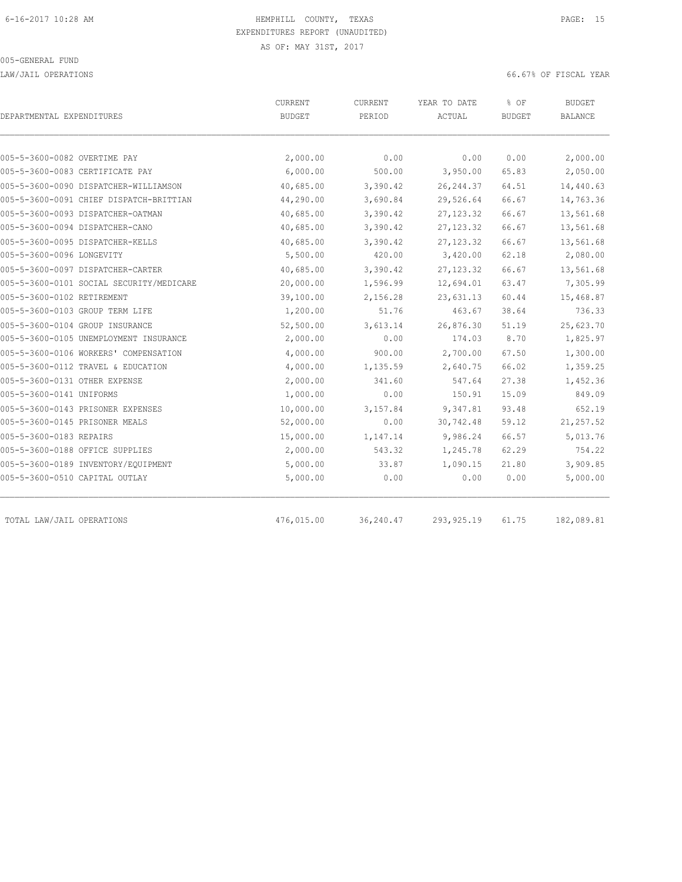HEMPHILL COUNTY, TEXAS
EXPENDITURES REPORT (UNAUDITED)
AS OF: MAY 31ST, 2017

005-GENERAL FUND

LAW/JAIL OPERATIONS

66.67% OF FISCAL YEAR

| DEPARTMENTAL EXPENDITURES | CURRENT BUDGET | CURRENT PERIOD | YEAR TO DATE ACTUAL | % OF BUDGET | BUDGET BALANCE |
|---|---|---|---|---|---|
| 005-5-3600-0082 OVERTIME PAY | 2,000.00 | 0.00 | 0.00 | 0.00 | 2,000.00 |
| 005-5-3600-0083 CERTIFICATE PAY | 6,000.00 | 500.00 | 3,950.00 | 65.83 | 2,050.00 |
| 005-5-3600-0090 DISPATCHER-WILLIAMSON | 40,685.00 | 3,390.42 | 26,244.37 | 64.51 | 14,440.63 |
| 005-5-3600-0091 CHIEF DISPATCH-BRITTIAN | 44,290.00 | 3,690.84 | 29,526.64 | 66.67 | 14,763.36 |
| 005-5-3600-0093 DISPATCHER-OATMAN | 40,685.00 | 3,390.42 | 27,123.32 | 66.67 | 13,561.68 |
| 005-5-3600-0094 DISPATCHER-CANO | 40,685.00 | 3,390.42 | 27,123.32 | 66.67 | 13,561.68 |
| 005-5-3600-0095 DISPATCHER-KELLS | 40,685.00 | 3,390.42 | 27,123.32 | 66.67 | 13,561.68 |
| 005-5-3600-0096 LONGEVITY | 5,500.00 | 420.00 | 3,420.00 | 62.18 | 2,080.00 |
| 005-5-3600-0097 DISPATCHER-CARTER | 40,685.00 | 3,390.42 | 27,123.32 | 66.67 | 13,561.68 |
| 005-5-3600-0101 SOCIAL SECURITY/MEDICARE | 20,000.00 | 1,596.99 | 12,694.01 | 63.47 | 7,305.99 |
| 005-5-3600-0102 RETIREMENT | 39,100.00 | 2,156.28 | 23,631.13 | 60.44 | 15,468.87 |
| 005-5-3600-0103 GROUP TERM LIFE | 1,200.00 | 51.76 | 463.67 | 38.64 | 736.33 |
| 005-5-3600-0104 GROUP INSURANCE | 52,500.00 | 3,613.14 | 26,876.30 | 51.19 | 25,623.70 |
| 005-5-3600-0105 UNEMPLOYMENT INSURANCE | 2,000.00 | 0.00 | 174.03 | 8.70 | 1,825.97 |
| 005-5-3600-0106 WORKERS' COMPENSATION | 4,000.00 | 900.00 | 2,700.00 | 67.50 | 1,300.00 |
| 005-5-3600-0112 TRAVEL & EDUCATION | 4,000.00 | 1,135.59 | 2,640.75 | 66.02 | 1,359.25 |
| 005-5-3600-0131 OTHER EXPENSE | 2,000.00 | 341.60 | 547.64 | 27.38 | 1,452.36 |
| 005-5-3600-0141 UNIFORMS | 1,000.00 | 0.00 | 150.91 | 15.09 | 849.09 |
| 005-5-3600-0143 PRISONER EXPENSES | 10,000.00 | 3,157.84 | 9,347.81 | 93.48 | 652.19 |
| 005-5-3600-0145 PRISONER MEALS | 52,000.00 | 0.00 | 30,742.48 | 59.12 | 21,257.52 |
| 005-5-3600-0183 REPAIRS | 15,000.00 | 1,147.14 | 9,986.24 | 66.57 | 5,013.76 |
| 005-5-3600-0188 OFFICE SUPPLIES | 2,000.00 | 543.32 | 1,245.78 | 62.29 | 754.22 |
| 005-5-3600-0189 INVENTORY/EQUIPMENT | 5,000.00 | 33.87 | 1,090.15 | 21.80 | 3,909.85 |
| 005-5-3600-0510 CAPITAL OUTLAY | 5,000.00 | 0.00 | 0.00 | 0.00 | 5,000.00 |
| TOTAL LAW/JAIL OPERATIONS | 476,015.00 | 36,240.47 | 293,925.19 | 61.75 | 182,089.81 |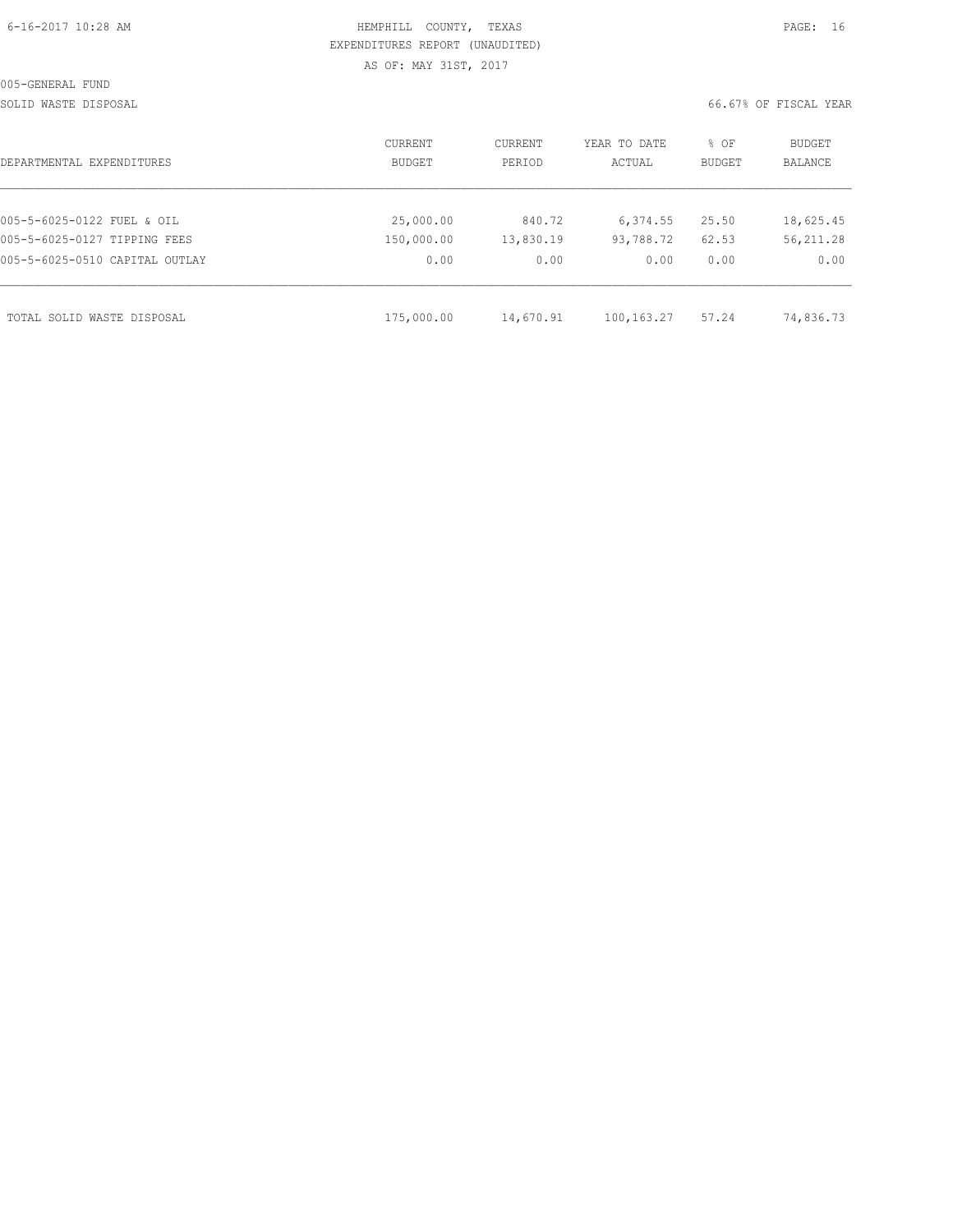HEMPHILL COUNTY, TEXAS
EXPENDITURES REPORT (UNAUDITED)
AS OF: MAY 31ST, 2017

005-GENERAL FUND

SOLID WASTE DISPOSAL

66.67% OF FISCAL YEAR

| DEPARTMENTAL EXPENDITURES | CURRENT BUDGET | CURRENT PERIOD | YEAR TO DATE ACTUAL | % OF BUDGET | BUDGET BALANCE |
|---|---|---|---|---|---|
| 005-5-6025-0122 FUEL & OIL | 25,000.00 | 840.72 | 6,374.55 | 25.50 | 18,625.45 |
| 005-5-6025-0127 TIPPING FEES | 150,000.00 | 13,830.19 | 93,788.72 | 62.53 | 56,211.28 |
| 005-5-6025-0510 CAPITAL OUTLAY | 0.00 | 0.00 | 0.00 | 0.00 | 0.00 |
| TOTAL SOLID WASTE DISPOSAL | 175,000.00 | 14,670.91 | 100,163.27 | 57.24 | 74,836.73 |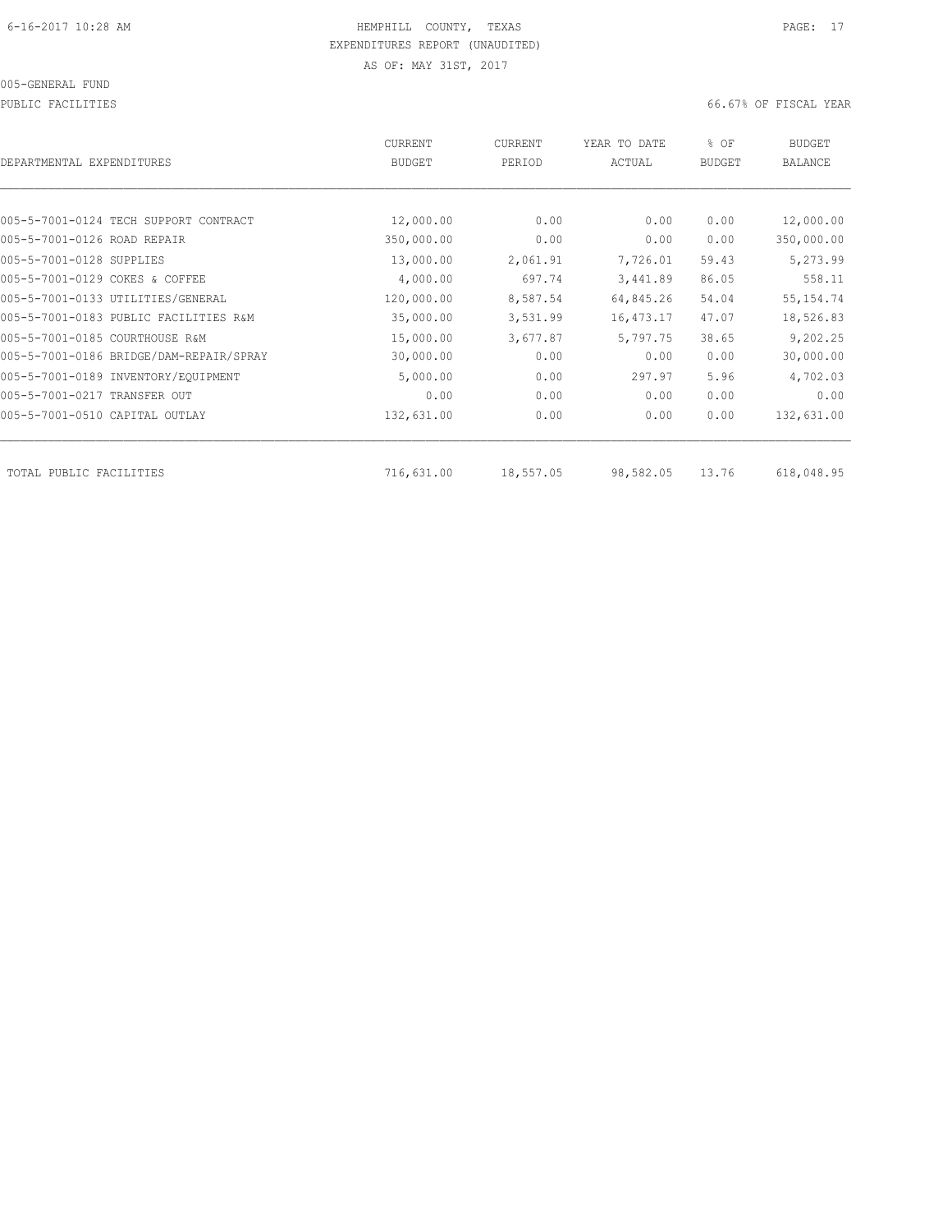HEMPHILL COUNTY, TEXAS
EXPENDITURES REPORT (UNAUDITED)
AS OF: MAY 31ST, 2017

005-GENERAL FUND

PUBLIC FACILITIES — 66.67% OF FISCAL YEAR

| DEPARTMENTAL EXPENDITURES | CURRENT BUDGET | CURRENT PERIOD | YEAR TO DATE ACTUAL | % OF BUDGET | BUDGET BALANCE |
|---|---|---|---|---|---|
| 005-5-7001-0124 TECH SUPPORT CONTRACT | 12,000.00 | 0.00 | 0.00 | 0.00 | 12,000.00 |
| 005-5-7001-0126 ROAD REPAIR | 350,000.00 | 0.00 | 0.00 | 0.00 | 350,000.00 |
| 005-5-7001-0128 SUPPLIES | 13,000.00 | 2,061.91 | 7,726.01 | 59.43 | 5,273.99 |
| 005-5-7001-0129 COKES & COFFEE | 4,000.00 | 697.74 | 3,441.89 | 86.05 | 558.11 |
| 005-5-7001-0133 UTILITIES/GENERAL | 120,000.00 | 8,587.54 | 64,845.26 | 54.04 | 55,154.74 |
| 005-5-7001-0183 PUBLIC FACILITIES R&M | 35,000.00 | 3,531.99 | 16,473.17 | 47.07 | 18,526.83 |
| 005-5-7001-0185 COURTHOUSE R&M | 15,000.00 | 3,677.87 | 5,797.75 | 38.65 | 9,202.25 |
| 005-5-7001-0186 BRIDGE/DAM-REPAIR/SPRAY | 30,000.00 | 0.00 | 0.00 | 0.00 | 30,000.00 |
| 005-5-7001-0189 INVENTORY/EQUIPMENT | 5,000.00 | 0.00 | 297.97 | 5.96 | 4,702.03 |
| 005-5-7001-0217 TRANSFER OUT | 0.00 | 0.00 | 0.00 | 0.00 | 0.00 |
| 005-5-7001-0510 CAPITAL OUTLAY | 132,631.00 | 0.00 | 0.00 | 0.00 | 132,631.00 |
| TOTAL PUBLIC FACILITIES | 716,631.00 | 18,557.05 | 98,582.05 | 13.76 | 618,048.95 |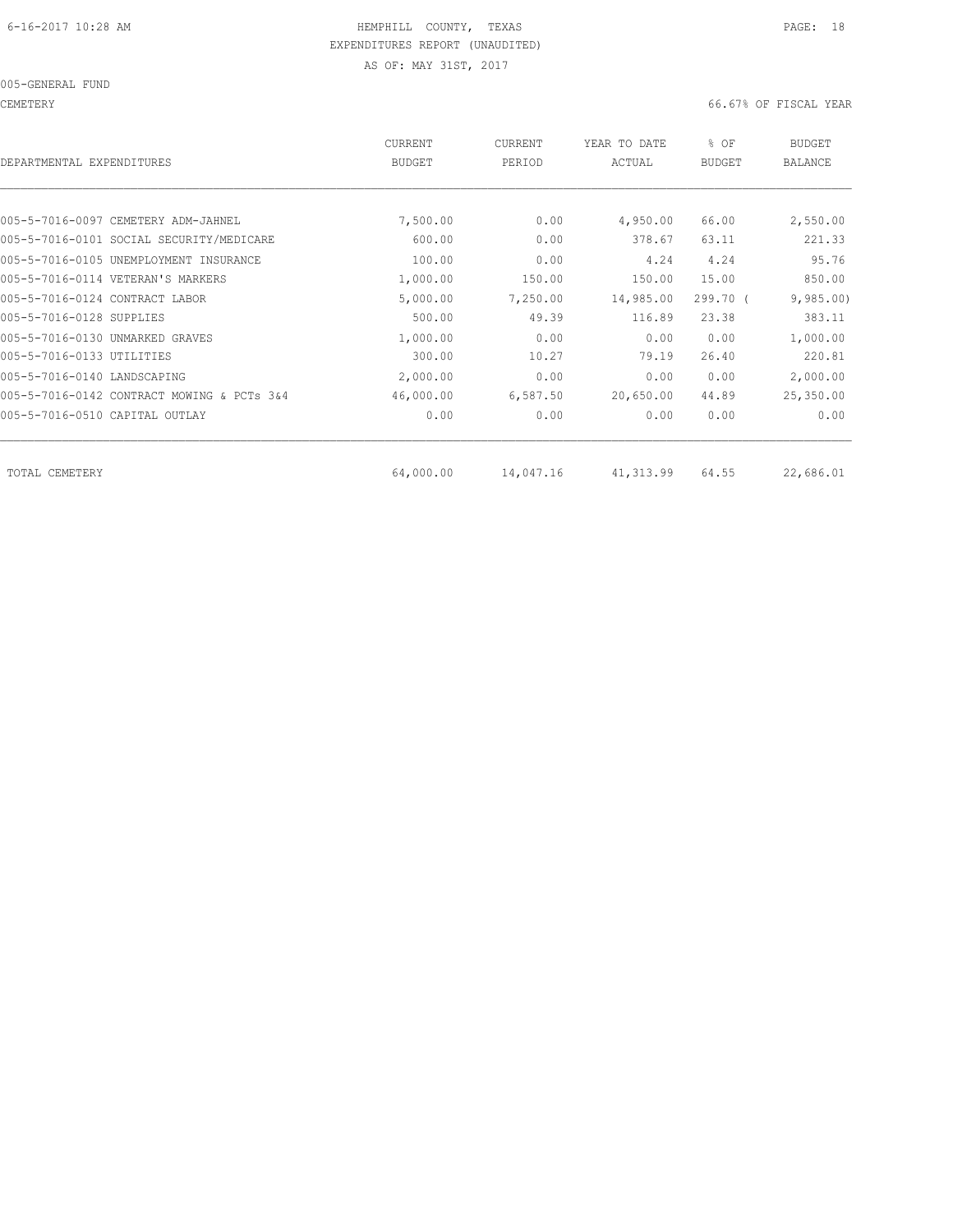6-16-2017 10:28 AM HEMPHILL COUNTY, TEXAS

EXPENDITURES REPORT (UNAUDITED)

AS OF: MAY 31ST, 2017

005-GENERAL FUND

CEMETERY 66.67% OF FISCAL YEAR

| DEPARTMENTAL EXPENDITURES | CURRENT BUDGET | CURRENT PERIOD | YEAR TO DATE ACTUAL | % OF BUDGET | BUDGET BALANCE |
|---|---|---|---|---|---|
| 005-5-7016-0097 CEMETERY ADM-JAHNEL | 7,500.00 | 0.00 | 4,950.00 | 66.00 | 2,550.00 |
| 005-5-7016-0101 SOCIAL SECURITY/MEDICARE | 600.00 | 0.00 | 378.67 | 63.11 | 221.33 |
| 005-5-7016-0105 UNEMPLOYMENT INSURANCE | 100.00 | 0.00 | 4.24 | 4.24 | 95.76 |
| 005-5-7016-0114 VETERAN'S MARKERS | 1,000.00 | 150.00 | 150.00 | 15.00 | 850.00 |
| 005-5-7016-0124 CONTRACT LABOR | 5,000.00 | 7,250.00 | 14,985.00 | 299.70 ( | 9,985.00) |
| 005-5-7016-0128 SUPPLIES | 500.00 | 49.39 | 116.89 | 23.38 | 383.11 |
| 005-5-7016-0130 UNMARKED GRAVES | 1,000.00 | 0.00 | 0.00 | 0.00 | 1,000.00 |
| 005-5-7016-0133 UTILITIES | 300.00 | 10.27 | 79.19 | 26.40 | 220.81 |
| 005-5-7016-0140 LANDSCAPING | 2,000.00 | 0.00 | 0.00 | 0.00 | 2,000.00 |
| 005-5-7016-0142 CONTRACT MOWING & PCTs 3&4 | 46,000.00 | 6,587.50 | 20,650.00 | 44.89 | 25,350.00 |
| 005-5-7016-0510 CAPITAL OUTLAY | 0.00 | 0.00 | 0.00 | 0.00 | 0.00 |
| TOTAL CEMETERY | 64,000.00 | 14,047.16 | 41,313.99 | 64.55 | 22,686.01 |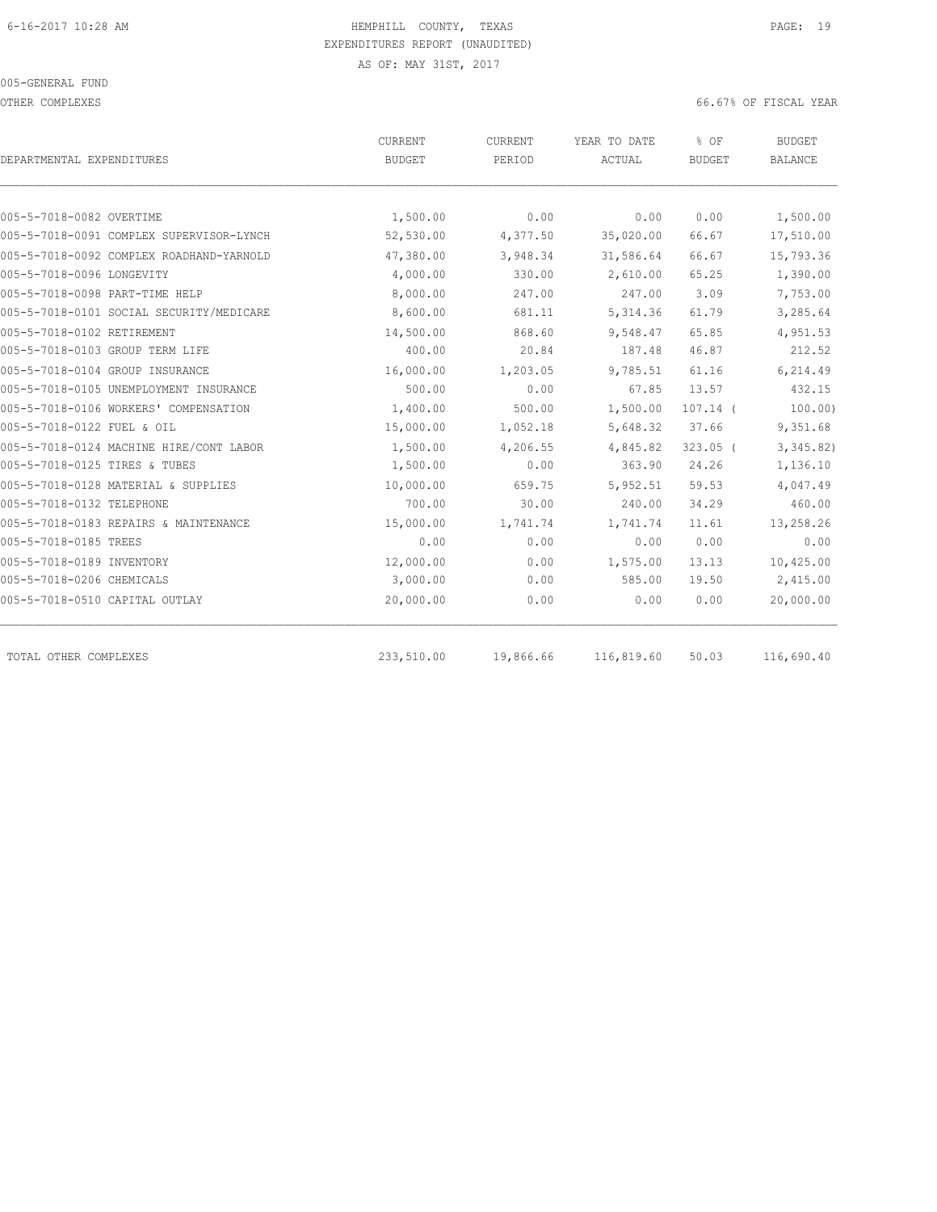6-16-2017 10:28 AM

# HEMPHILL COUNTY, TEXAS
EXPENDITURES REPORT (UNAUDITED)
AS OF: MAY 31ST, 2017

005-GENERAL FUND

OTHER COMPLEXES — 66.67% OF FISCAL YEAR

| DEPARTMENTAL EXPENDITURES | CURRENT BUDGET | CURRENT PERIOD | YEAR TO DATE ACTUAL | % OF BUDGET | BUDGET BALANCE |
|---|---|---|---|---|---|
| 005-5-7018-0082 OVERTIME | 1,500.00 | 0.00 | 0.00 | 0.00 | 1,500.00 |
| 005-5-7018-0091 COMPLEX SUPERVISOR-LYNCH | 52,530.00 | 4,377.50 | 35,020.00 | 66.67 | 17,510.00 |
| 005-5-7018-0092 COMPLEX ROADHAND-YARNOLD | 47,380.00 | 3,948.34 | 31,586.64 | 66.67 | 15,793.36 |
| 005-5-7018-0096 LONGEVITY | 4,000.00 | 330.00 | 2,610.00 | 65.25 | 1,390.00 |
| 005-5-7018-0098 PART-TIME HELP | 8,000.00 | 247.00 | 247.00 | 3.09 | 7,753.00 |
| 005-5-7018-0101 SOCIAL SECURITY/MEDICARE | 8,600.00 | 681.11 | 5,314.36 | 61.79 | 3,285.64 |
| 005-5-7018-0102 RETIREMENT | 14,500.00 | 868.60 | 9,548.47 | 65.85 | 4,951.53 |
| 005-5-7018-0103 GROUP TERM LIFE | 400.00 | 20.84 | 187.48 | 46.87 | 212.52 |
| 005-5-7018-0104 GROUP INSURANCE | 16,000.00 | 1,203.05 | 9,785.51 | 61.16 | 6,214.49 |
| 005-5-7018-0105 UNEMPLOYMENT INSURANCE | 500.00 | 0.00 | 67.85 | 13.57 | 432.15 |
| 005-5-7018-0106 WORKERS' COMPENSATION | 1,400.00 | 500.00 | 1,500.00 | 107.14 | ( 100.00) |
| 005-5-7018-0122 FUEL & OIL | 15,000.00 | 1,052.18 | 5,648.32 | 37.66 | 9,351.68 |
| 005-5-7018-0124 MACHINE HIRE/CONT LABOR | 1,500.00 | 4,206.55 | 4,845.82 | 323.05 | ( 3,345.82) |
| 005-5-7018-0125 TIRES & TUBES | 1,500.00 | 0.00 | 363.90 | 24.26 | 1,136.10 |
| 005-5-7018-0128 MATERIAL & SUPPLIES | 10,000.00 | 659.75 | 5,952.51 | 59.53 | 4,047.49 |
| 005-5-7018-0132 TELEPHONE | 700.00 | 30.00 | 240.00 | 34.29 | 460.00 |
| 005-5-7018-0183 REPAIRS & MAINTENANCE | 15,000.00 | 1,741.74 | 1,741.74 | 11.61 | 13,258.26 |
| 005-5-7018-0185 TREES | 0.00 | 0.00 | 0.00 | 0.00 | 0.00 |
| 005-5-7018-0189 INVENTORY | 12,000.00 | 0.00 | 1,575.00 | 13.13 | 10,425.00 |
| 005-5-7018-0206 CHEMICALS | 3,000.00 | 0.00 | 585.00 | 19.50 | 2,415.00 |
| 005-5-7018-0510 CAPITAL OUTLAY | 20,000.00 | 0.00 | 0.00 | 0.00 | 20,000.00 |
| TOTAL OTHER COMPLEXES | 233,510.00 | 19,866.66 | 116,819.60 | 50.03 | 116,690.40 |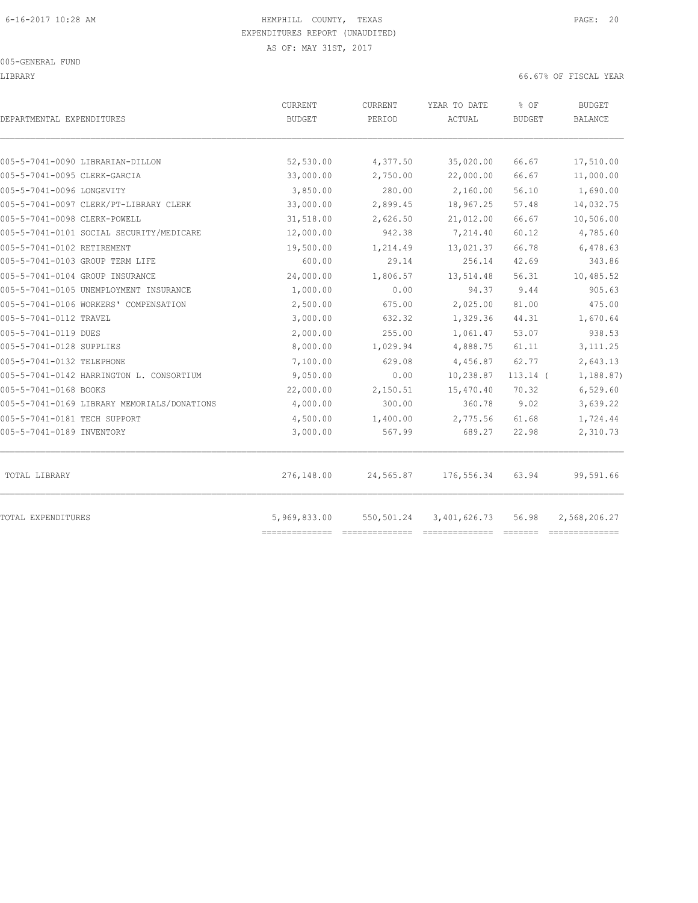6-16-2017 10:28 AM HEMPHILL COUNTY, TEXAS PAGE: 20

EXPENDITURES REPORT (UNAUDITED)

AS OF: MAY 31ST, 2017

005-GENERAL FUND

LIBRARY 66.67% OF FISCAL YEAR

| DEPARTMENTAL EXPENDITURES | CURRENT BUDGET | CURRENT PERIOD | YEAR TO DATE ACTUAL | % OF BUDGET | BUDGET BALANCE |
|---|---|---|---|---|---|
| 005-5-7041-0090 LIBRARIAN-DILLON | 52,530.00 | 4,377.50 | 35,020.00 | 66.67 | 17,510.00 |
| 005-5-7041-0095 CLERK-GARCIA | 33,000.00 | 2,750.00 | 22,000.00 | 66.67 | 11,000.00 |
| 005-5-7041-0096 LONGEVITY | 3,850.00 | 280.00 | 2,160.00 | 56.10 | 1,690.00 |
| 005-5-7041-0097 CLERK/PT-LIBRARY CLERK | 33,000.00 | 2,899.45 | 18,967.25 | 57.48 | 14,032.75 |
| 005-5-7041-0098 CLERK-POWELL | 31,518.00 | 2,626.50 | 21,012.00 | 66.67 | 10,506.00 |
| 005-5-7041-0101 SOCIAL SECURITY/MEDICARE | 12,000.00 | 942.38 | 7,214.40 | 60.12 | 4,785.60 |
| 005-5-7041-0102 RETIREMENT | 19,500.00 | 1,214.49 | 13,021.37 | 66.78 | 6,478.63 |
| 005-5-7041-0103 GROUP TERM LIFE | 600.00 | 29.14 | 256.14 | 42.69 | 343.86 |
| 005-5-7041-0104 GROUP INSURANCE | 24,000.00 | 1,806.57 | 13,514.48 | 56.31 | 10,485.52 |
| 005-5-7041-0105 UNEMPLOYMENT INSURANCE | 1,000.00 | 0.00 | 94.37 | 9.44 | 905.63 |
| 005-5-7041-0106 WORKERS' COMPENSATION | 2,500.00 | 675.00 | 2,025.00 | 81.00 | 475.00 |
| 005-5-7041-0112 TRAVEL | 3,000.00 | 632.32 | 1,329.36 | 44.31 | 1,670.64 |
| 005-5-7041-0119 DUES | 2,000.00 | 255.00 | 1,061.47 | 53.07 | 938.53 |
| 005-5-7041-0128 SUPPLIES | 8,000.00 | 1,029.94 | 4,888.75 | 61.11 | 3,111.25 |
| 005-5-7041-0132 TELEPHONE | 7,100.00 | 629.08 | 4,456.87 | 62.77 | 2,643.13 |
| 005-5-7041-0142 HARRINGTON L. CONSORTIUM | 9,050.00 | 0.00 | 10,238.87 | 113.14 ( | 1,188.87) |
| 005-5-7041-0168 BOOKS | 22,000.00 | 2,150.51 | 15,470.40 | 70.32 | 6,529.60 |
| 005-5-7041-0169 LIBRARY MEMORIALS/DONATIONS | 4,000.00 | 300.00 | 360.78 | 9.02 | 3,639.22 |
| 005-5-7041-0181 TECH SUPPORT | 4,500.00 | 1,400.00 | 2,775.56 | 61.68 | 1,724.44 |
| 005-5-7041-0189 INVENTORY | 3,000.00 | 567.99 | 689.27 | 22.98 | 2,310.73 |
| TOTAL LIBRARY | 276,148.00 | 24,565.87 | 176,556.34 | 63.94 | 99,591.66 |
| TOTAL EXPENDITURES | 5,969,833.00 | 550,501.24 | 3,401,626.73 | 56.98 | 2,568,206.27 |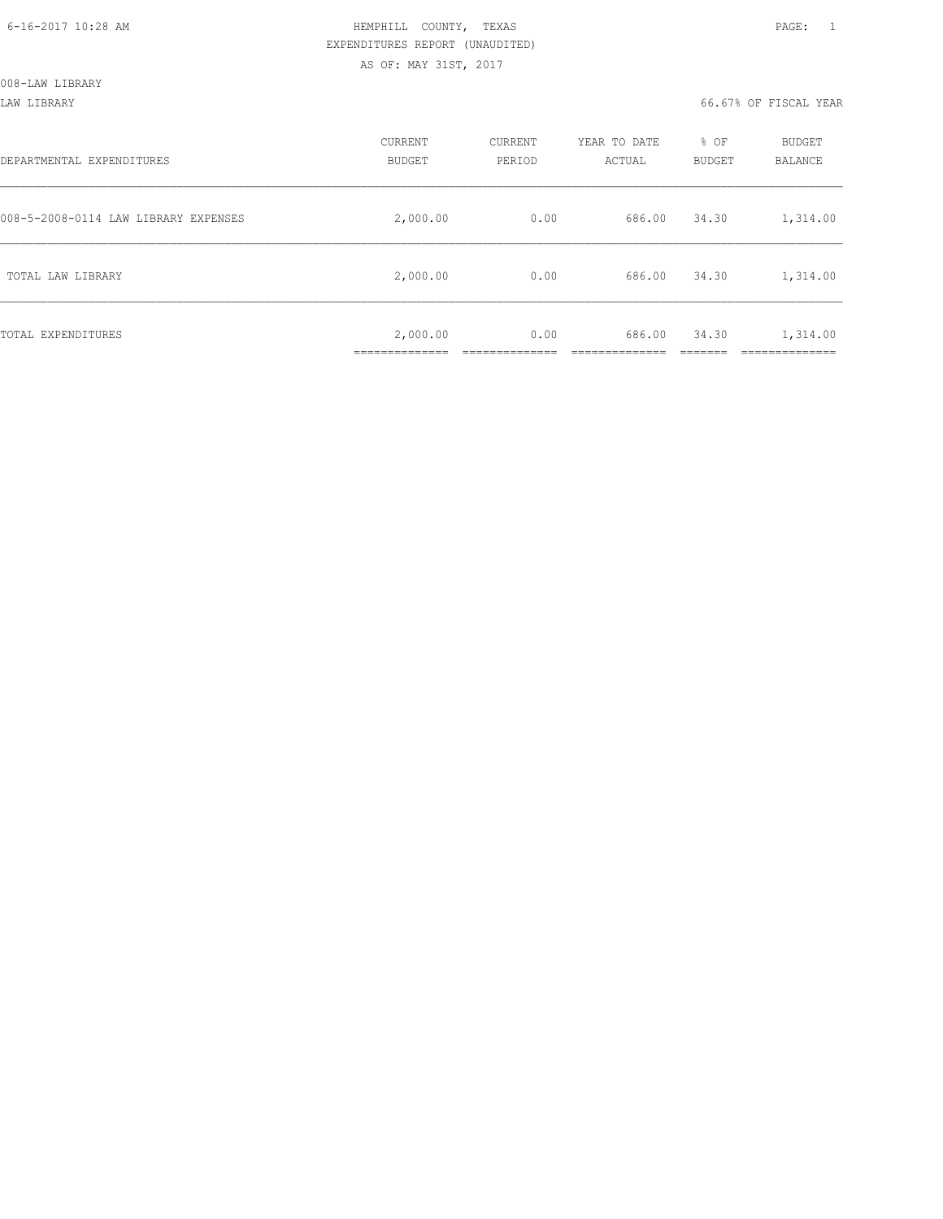HEMPHILL COUNTY, TEXAS
EXPENDITURES REPORT (UNAUDITED)
AS OF: MAY 31ST, 2017

008-LAW LIBRARY

LAW LIBRARY — 66.67% OF FISCAL YEAR

| DEPARTMENTAL EXPENDITURES | CURRENT BUDGET | CURRENT PERIOD | YEAR TO DATE ACTUAL | % OF BUDGET | BUDGET BALANCE |
|---|---|---|---|---|---|
| 008-5-2008-0114 LAW LIBRARY EXPENSES | 2,000.00 | 0.00 | 686.00 | 34.30 | 1,314.00 |
| TOTAL LAW LIBRARY | 2,000.00 | 0.00 | 686.00 | 34.30 | 1,314.00 |
| TOTAL EXPENDITURES | 2,000.00 | 0.00 | 686.00 | 34.30 | 1,314.00 |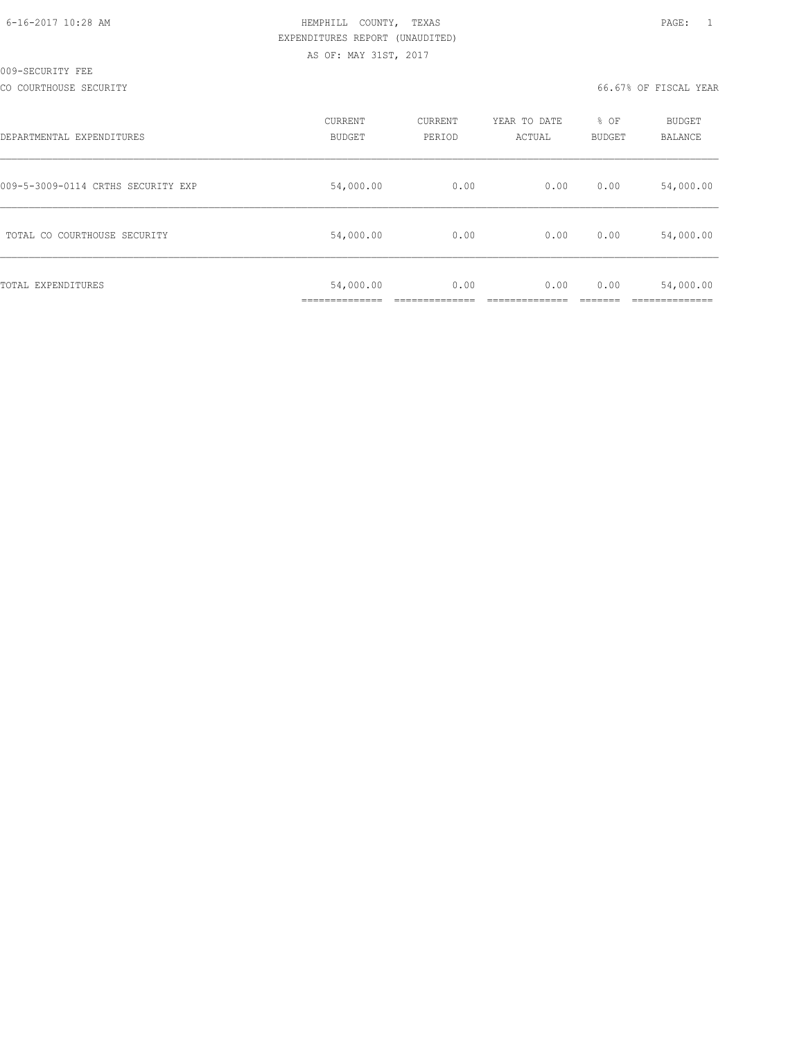HEMPHILL COUNTY, TEXAS
EXPENDITURES REPORT (UNAUDITED)
AS OF: MAY 31ST, 2017

009-SECURITY FEE

CO COURTHOUSE SECURITY — 66.67% OF FISCAL YEAR

| DEPARTMENTAL EXPENDITURES | CURRENT BUDGET | CURRENT PERIOD | YEAR TO DATE ACTUAL | % OF BUDGET | BUDGET BALANCE |
|---|---|---|---|---|---|
| 009-5-3009-0114 CRTHS SECURITY EXP | 54,000.00 | 0.00 | 0.00 | 0.00 | 54,000.00 |
| TOTAL CO COURTHOUSE SECURITY | 54,000.00 | 0.00 | 0.00 | 0.00 | 54,000.00 |
| TOTAL EXPENDITURES | 54,000.00 | 0.00 | 0.00 | 0.00 | 54,000.00 |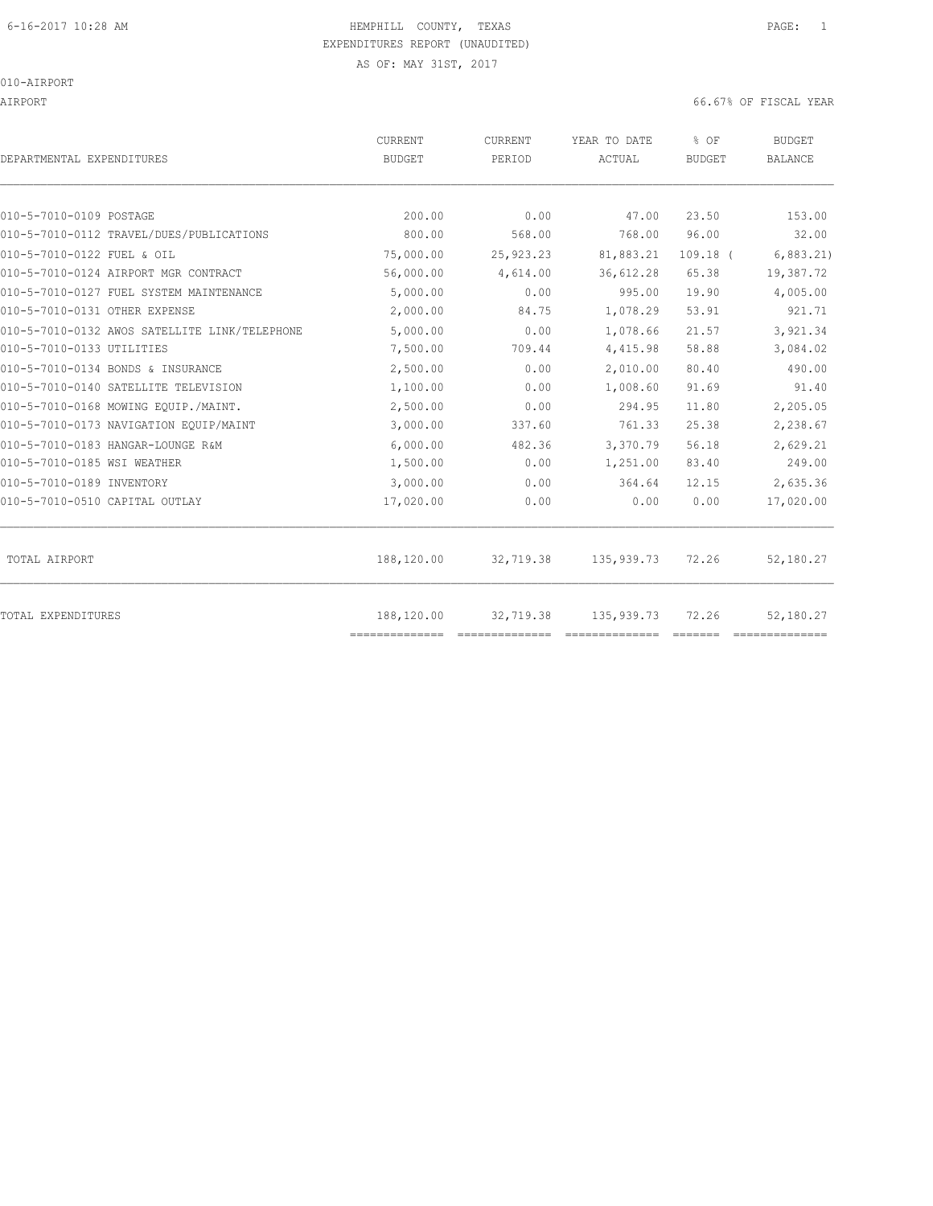HEMPHILL COUNTY, TEXAS
EXPENDITURES REPORT (UNAUDITED)
AS OF: MAY 31ST, 2017

010-AIRPORT

AIRPORT — 66.67% OF FISCAL YEAR

| DEPARTMENTAL EXPENDITURES | CURRENT BUDGET | CURRENT PERIOD | YEAR TO DATE ACTUAL | % OF BUDGET | BUDGET BALANCE |
|---|---|---|---|---|---|
| 010-5-7010-0109 POSTAGE | 200.00 | 0.00 | 47.00 | 23.50 | 153.00 |
| 010-5-7010-0112 TRAVEL/DUES/PUBLICATIONS | 800.00 | 568.00 | 768.00 | 96.00 | 32.00 |
| 010-5-7010-0122 FUEL & OIL | 75,000.00 | 25,923.23 | 81,883.21 | 109.18 ( | 6,883.21) |
| 010-5-7010-0124 AIRPORT MGR CONTRACT | 56,000.00 | 4,614.00 | 36,612.28 | 65.38 | 19,387.72 |
| 010-5-7010-0127 FUEL SYSTEM MAINTENANCE | 5,000.00 | 0.00 | 995.00 | 19.90 | 4,005.00 |
| 010-5-7010-0131 OTHER EXPENSE | 2,000.00 | 84.75 | 1,078.29 | 53.91 | 921.71 |
| 010-5-7010-0132 AWOS SATELLITE LINK/TELEPHONE | 5,000.00 | 0.00 | 1,078.66 | 21.57 | 3,921.34 |
| 010-5-7010-0133 UTILITIES | 7,500.00 | 709.44 | 4,415.98 | 58.88 | 3,084.02 |
| 010-5-7010-0134 BONDS & INSURANCE | 2,500.00 | 0.00 | 2,010.00 | 80.40 | 490.00 |
| 010-5-7010-0140 SATELLITE TELEVISION | 1,100.00 | 0.00 | 1,008.60 | 91.69 | 91.40 |
| 010-5-7010-0168 MOWING EQUIP./MAINT. | 2,500.00 | 0.00 | 294.95 | 11.80 | 2,205.05 |
| 010-5-7010-0173 NAVIGATION EQUIP/MAINT | 3,000.00 | 337.60 | 761.33 | 25.38 | 2,238.67 |
| 010-5-7010-0183 HANGAR-LOUNGE R&M | 6,000.00 | 482.36 | 3,370.79 | 56.18 | 2,629.21 |
| 010-5-7010-0185 WSI WEATHER | 1,500.00 | 0.00 | 1,251.00 | 83.40 | 249.00 |
| 010-5-7010-0189 INVENTORY | 3,000.00 | 0.00 | 364.64 | 12.15 | 2,635.36 |
| 010-5-7010-0510 CAPITAL OUTLAY | 17,020.00 | 0.00 | 0.00 | 0.00 | 17,020.00 |
| TOTAL AIRPORT | 188,120.00 | 32,719.38 | 135,939.73 | 72.26 | 52,180.27 |
| TOTAL EXPENDITURES | 188,120.00 | 32,719.38 | 135,939.73 | 72.26 | 52,180.27 |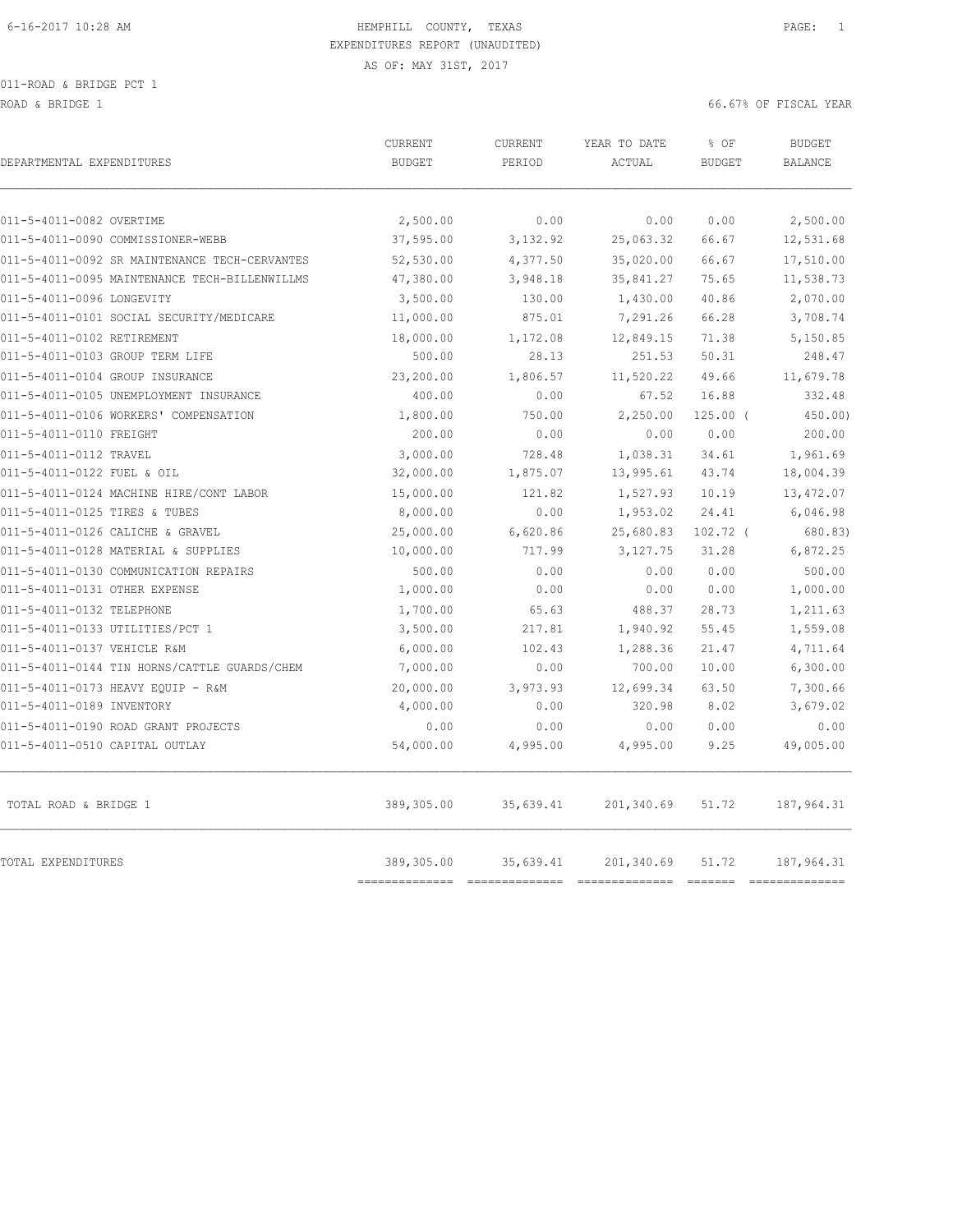6-16-2017 10:28 AM HEMPHILL COUNTY, TEXAS

EXPENDITURES REPORT (UNAUDITED)

AS OF: MAY 31ST, 2017

011-ROAD & BRIDGE PCT 1

ROAD & BRIDGE 1 66.67% OF FISCAL YEAR

| DEPARTMENTAL EXPENDITURES | CURRENT BUDGET | CURRENT PERIOD | YEAR TO DATE ACTUAL | % OF BUDGET | BUDGET BALANCE |
|---|---|---|---|---|---|
| 011-5-4011-0082 OVERTIME | 2,500.00 | 0.00 | 0.00 | 0.00 | 2,500.00 |
| 011-5-4011-0090 COMMISSIONER-WEBB | 37,595.00 | 3,132.92 | 25,063.32 | 66.67 | 12,531.68 |
| 011-5-4011-0092 SR MAINTENANCE TECH-CERVANTES | 52,530.00 | 4,377.50 | 35,020.00 | 66.67 | 17,510.00 |
| 011-5-4011-0095 MAINTENANCE TECH-BILLENWILLMS | 47,380.00 | 3,948.18 | 35,841.27 | 75.65 | 11,538.73 |
| 011-5-4011-0096 LONGEVITY | 3,500.00 | 130.00 | 1,430.00 | 40.86 | 2,070.00 |
| 011-5-4011-0101 SOCIAL SECURITY/MEDICARE | 11,000.00 | 875.01 | 7,291.26 | 66.28 | 3,708.74 |
| 011-5-4011-0102 RETIREMENT | 18,000.00 | 1,172.08 | 12,849.15 | 71.38 | 5,150.85 |
| 011-5-4011-0103 GROUP TERM LIFE | 500.00 | 28.13 | 251.53 | 50.31 | 248.47 |
| 011-5-4011-0104 GROUP INSURANCE | 23,200.00 | 1,806.57 | 11,520.22 | 49.66 | 11,679.78 |
| 011-5-4011-0105 UNEMPLOYMENT INSURANCE | 400.00 | 0.00 | 67.52 | 16.88 | 332.48 |
| 011-5-4011-0106 WORKERS' COMPENSATION | 1,800.00 | 750.00 | 2,250.00 | 125.00 ( | 450.00) |
| 011-5-4011-0110 FREIGHT | 200.00 | 0.00 | 0.00 | 0.00 | 200.00 |
| 011-5-4011-0112 TRAVEL | 3,000.00 | 728.48 | 1,038.31 | 34.61 | 1,961.69 |
| 011-5-4011-0122 FUEL & OIL | 32,000.00 | 1,875.07 | 13,995.61 | 43.74 | 18,004.39 |
| 011-5-4011-0124 MACHINE HIRE/CONT LABOR | 15,000.00 | 121.82 | 1,527.93 | 10.19 | 13,472.07 |
| 011-5-4011-0125 TIRES & TUBES | 8,000.00 | 0.00 | 1,953.02 | 24.41 | 6,046.98 |
| 011-5-4011-0126 CALICHE & GRAVEL | 25,000.00 | 6,620.86 | 25,680.83 | 102.72 ( | 680.83) |
| 011-5-4011-0128 MATERIAL & SUPPLIES | 10,000.00 | 717.99 | 3,127.75 | 31.28 | 6,872.25 |
| 011-5-4011-0130 COMMUNICATION REPAIRS | 500.00 | 0.00 | 0.00 | 0.00 | 500.00 |
| 011-5-4011-0131 OTHER EXPENSE | 1,000.00 | 0.00 | 0.00 | 0.00 | 1,000.00 |
| 011-5-4011-0132 TELEPHONE | 1,700.00 | 65.63 | 488.37 | 28.73 | 1,211.63 |
| 011-5-4011-0133 UTILITIES/PCT 1 | 3,500.00 | 217.81 | 1,940.92 | 55.45 | 1,559.08 |
| 011-5-4011-0137 VEHICLE R&M | 6,000.00 | 102.43 | 1,288.36 | 21.47 | 4,711.64 |
| 011-5-4011-0144 TIN HORNS/CATTLE GUARDS/CHEM | 7,000.00 | 0.00 | 700.00 | 10.00 | 6,300.00 |
| 011-5-4011-0173 HEAVY EQUIP - R&M | 20,000.00 | 3,973.93 | 12,699.34 | 63.50 | 7,300.66 |
| 011-5-4011-0189 INVENTORY | 4,000.00 | 0.00 | 320.98 | 8.02 | 3,679.02 |
| 011-5-4011-0190 ROAD GRANT PROJECTS | 0.00 | 0.00 | 0.00 | 0.00 | 0.00 |
| 011-5-4011-0510 CAPITAL OUTLAY | 54,000.00 | 4,995.00 | 4,995.00 | 9.25 | 49,005.00 |
| TOTAL ROAD & BRIDGE 1 | 389,305.00 | 35,639.41 | 201,340.69 | 51.72 | 187,964.31 |
| TOTAL EXPENDITURES | 389,305.00 | 35,639.41 | 201,340.69 | 51.72 | 187,964.31 |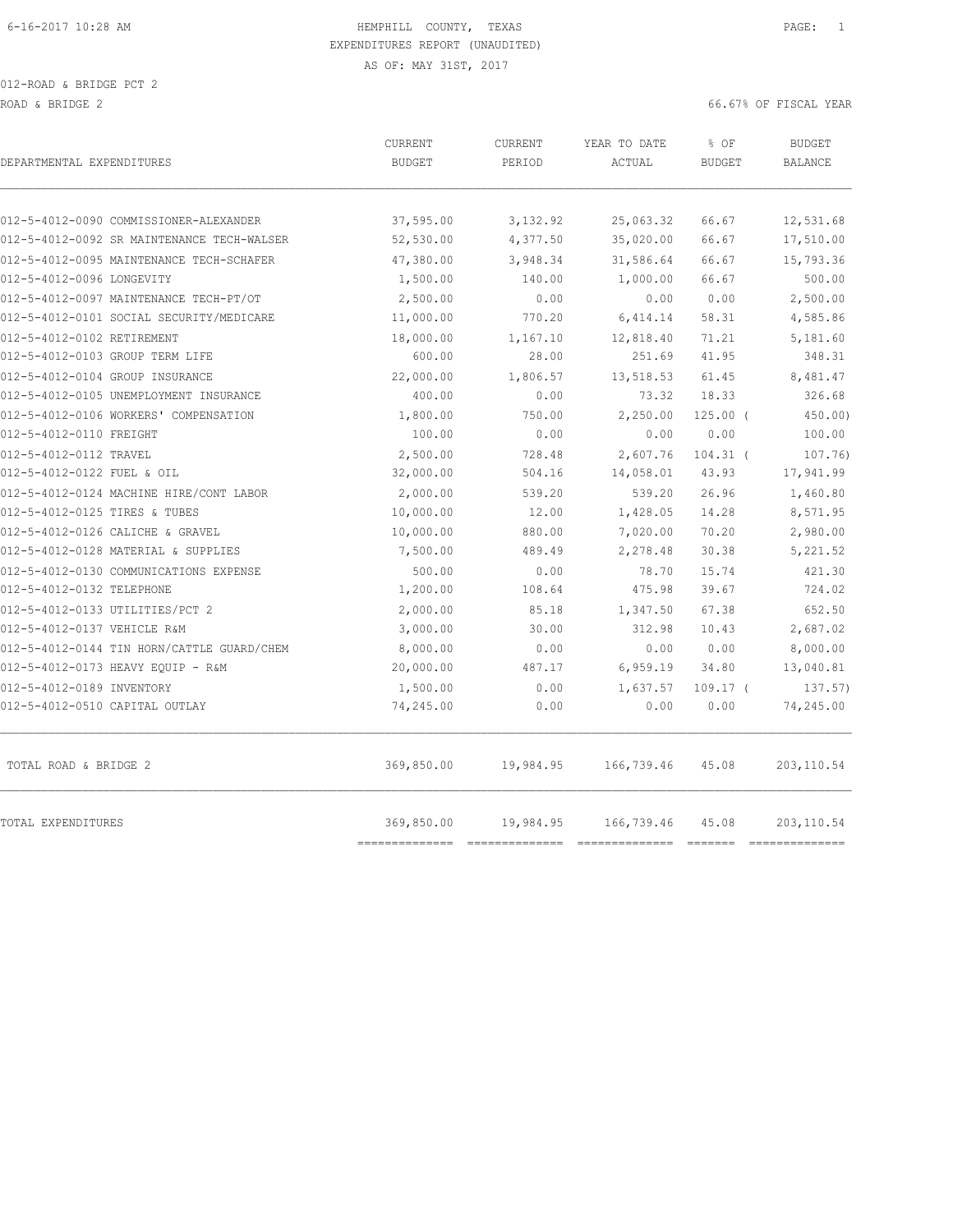HEMPHILL COUNTY, TEXAS

EXPENDITURES REPORT (UNAUDITED)

AS OF: MAY 31ST, 2017

012-ROAD & BRIDGE PCT 2

ROAD & BRIDGE 2 — 66.67% OF FISCAL YEAR

| DEPARTMENTAL EXPENDITURES | CURRENT BUDGET | CURRENT PERIOD | YEAR TO DATE ACTUAL | % OF BUDGET | BUDGET BALANCE |
|---|---|---|---|---|---|
| 012-5-4012-0090 COMMISSIONER-ALEXANDER | 37,595.00 | 3,132.92 | 25,063.32 | 66.67 | 12,531.68 |
| 012-5-4012-0092 SR MAINTENANCE TECH-WALSER | 52,530.00 | 4,377.50 | 35,020.00 | 66.67 | 17,510.00 |
| 012-5-4012-0095 MAINTENANCE TECH-SCHAFER | 47,380.00 | 3,948.34 | 31,586.64 | 66.67 | 15,793.36 |
| 012-5-4012-0096 LONGEVITY | 1,500.00 | 140.00 | 1,000.00 | 66.67 | 500.00 |
| 012-5-4012-0097 MAINTENANCE TECH-PT/OT | 2,500.00 | 0.00 | 0.00 | 0.00 | 2,500.00 |
| 012-5-4012-0101 SOCIAL SECURITY/MEDICARE | 11,000.00 | 770.20 | 6,414.14 | 58.31 | 4,585.86 |
| 012-5-4012-0102 RETIREMENT | 18,000.00 | 1,167.10 | 12,818.40 | 71.21 | 5,181.60 |
| 012-5-4012-0103 GROUP TERM LIFE | 600.00 | 28.00 | 251.69 | 41.95 | 348.31 |
| 012-5-4012-0104 GROUP INSURANCE | 22,000.00 | 1,806.57 | 13,518.53 | 61.45 | 8,481.47 |
| 012-5-4012-0105 UNEMPLOYMENT INSURANCE | 400.00 | 0.00 | 73.32 | 18.33 | 326.68 |
| 012-5-4012-0106 WORKERS' COMPENSATION | 1,800.00 | 750.00 | 2,250.00 | 125.00 | ( 450.00) |
| 012-5-4012-0110 FREIGHT | 100.00 | 0.00 | 0.00 | 0.00 | 100.00 |
| 012-5-4012-0112 TRAVEL | 2,500.00 | 728.48 | 2,607.76 | 104.31 | ( 107.76) |
| 012-5-4012-0122 FUEL & OIL | 32,000.00 | 504.16 | 14,058.01 | 43.93 | 17,941.99 |
| 012-5-4012-0124 MACHINE HIRE/CONT LABOR | 2,000.00 | 539.20 | 539.20 | 26.96 | 1,460.80 |
| 012-5-4012-0125 TIRES & TUBES | 10,000.00 | 12.00 | 1,428.05 | 14.28 | 8,571.95 |
| 012-5-4012-0126 CALICHE & GRAVEL | 10,000.00 | 880.00 | 7,020.00 | 70.20 | 2,980.00 |
| 012-5-4012-0128 MATERIAL & SUPPLIES | 7,500.00 | 489.49 | 2,278.48 | 30.38 | 5,221.52 |
| 012-5-4012-0130 COMMUNICATIONS EXPENSE | 500.00 | 0.00 | 78.70 | 15.74 | 421.30 |
| 012-5-4012-0132 TELEPHONE | 1,200.00 | 108.64 | 475.98 | 39.67 | 724.02 |
| 012-5-4012-0133 UTILITIES/PCT 2 | 2,000.00 | 85.18 | 1,347.50 | 67.38 | 652.50 |
| 012-5-4012-0137 VEHICLE R&M | 3,000.00 | 30.00 | 312.98 | 10.43 | 2,687.02 |
| 012-5-4012-0144 TIN HORN/CATTLE GUARD/CHEM | 8,000.00 | 0.00 | 0.00 | 0.00 | 8,000.00 |
| 012-5-4012-0173 HEAVY EQUIP - R&M | 20,000.00 | 487.17 | 6,959.19 | 34.80 | 13,040.81 |
| 012-5-4012-0189 INVENTORY | 1,500.00 | 0.00 | 1,637.57 | 109.17 | ( 137.57) |
| 012-5-4012-0510 CAPITAL OUTLAY | 74,245.00 | 0.00 | 0.00 | 0.00 | 74,245.00 |
| TOTAL ROAD & BRIDGE 2 | 369,850.00 | 19,984.95 | 166,739.46 | 45.08 | 203,110.54 |
| TOTAL EXPENDITURES | 369,850.00 | 19,984.95 | 166,739.46 | 45.08 | 203,110.54 |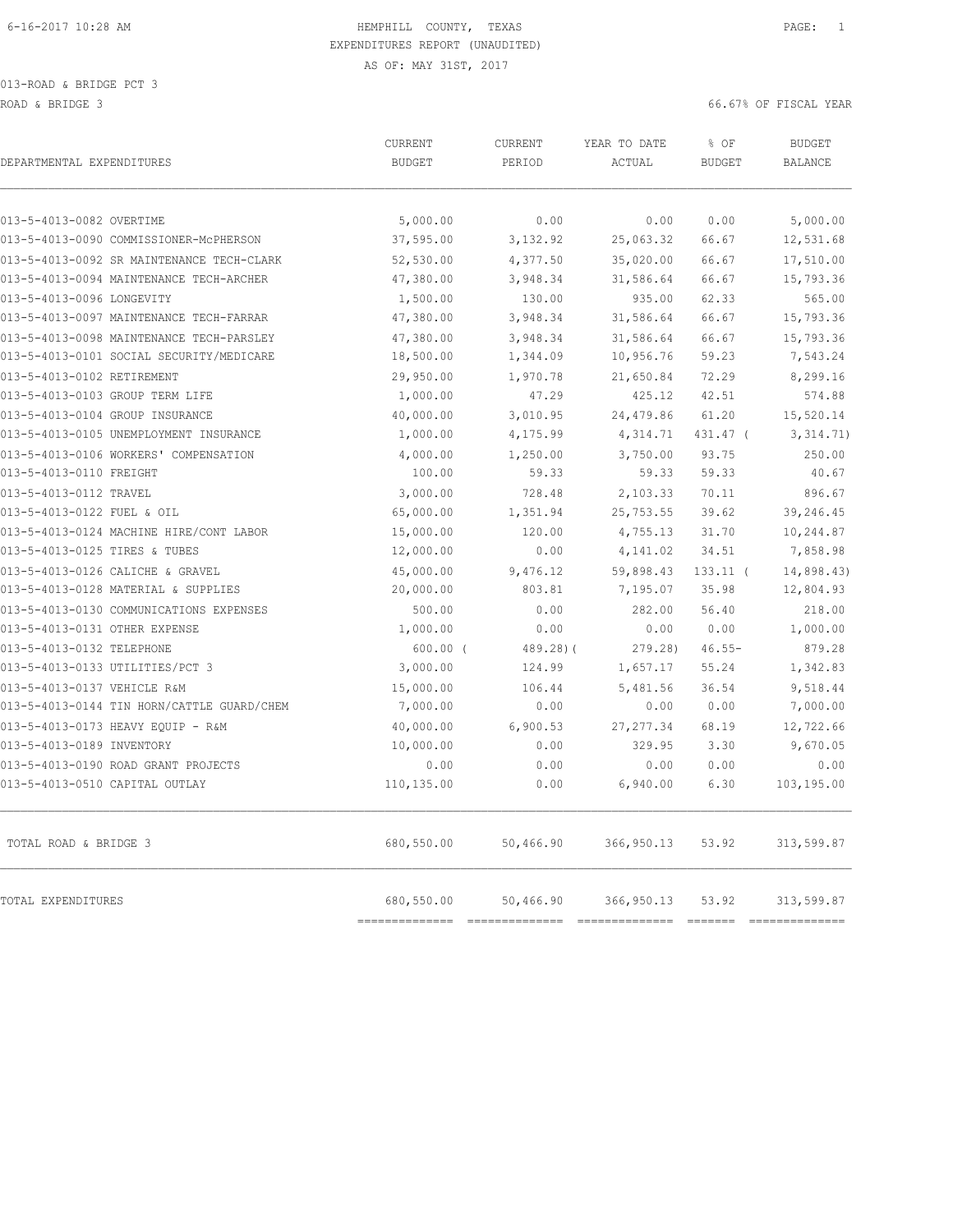HEMPHILL COUNTY, TEXAS
EXPENDITURES REPORT (UNAUDITED)
AS OF: MAY 31ST, 2017

013-ROAD & BRIDGE PCT 3
ROAD & BRIDGE 3

66.67% OF FISCAL YEAR

| DEPARTMENTAL EXPENDITURES | CURRENT BUDGET | CURRENT PERIOD | YEAR TO DATE ACTUAL | % OF BUDGET | BUDGET BALANCE |
|---|---|---|---|---|---|
| 013-5-4013-0082 OVERTIME | 5,000.00 | 0.00 | 0.00 | 0.00 | 5,000.00 |
| 013-5-4013-0090 COMMISSIONER-McPHERSON | 37,595.00 | 3,132.92 | 25,063.32 | 66.67 | 12,531.68 |
| 013-5-4013-0092 SR MAINTENANCE TECH-CLARK | 52,530.00 | 4,377.50 | 35,020.00 | 66.67 | 17,510.00 |
| 013-5-4013-0094 MAINTENANCE TECH-ARCHER | 47,380.00 | 3,948.34 | 31,586.64 | 66.67 | 15,793.36 |
| 013-5-4013-0096 LONGEVITY | 1,500.00 | 130.00 | 935.00 | 62.33 | 565.00 |
| 013-5-4013-0097 MAINTENANCE TECH-FARRAR | 47,380.00 | 3,948.34 | 31,586.64 | 66.67 | 15,793.36 |
| 013-5-4013-0098 MAINTENANCE TECH-PARSLEY | 47,380.00 | 3,948.34 | 31,586.64 | 66.67 | 15,793.36 |
| 013-5-4013-0101 SOCIAL SECURITY/MEDICARE | 18,500.00 | 1,344.09 | 10,956.76 | 59.23 | 7,543.24 |
| 013-5-4013-0102 RETIREMENT | 29,950.00 | 1,970.78 | 21,650.84 | 72.29 | 8,299.16 |
| 013-5-4013-0103 GROUP TERM LIFE | 1,000.00 | 47.29 | 425.12 | 42.51 | 574.88 |
| 013-5-4013-0104 GROUP INSURANCE | 40,000.00 | 3,010.95 | 24,479.86 | 61.20 | 15,520.14 |
| 013-5-4013-0105 UNEMPLOYMENT INSURANCE | 1,000.00 | 4,175.99 | 4,314.71 | 431.47 ( | 3,314.71) |
| 013-5-4013-0106 WORKERS' COMPENSATION | 4,000.00 | 1,250.00 | 3,750.00 | 93.75 | 250.00 |
| 013-5-4013-0110 FREIGHT | 100.00 | 59.33 | 59.33 | 59.33 | 40.67 |
| 013-5-4013-0112 TRAVEL | 3,000.00 | 728.48 | 2,103.33 | 70.11 | 896.67 |
| 013-5-4013-0122 FUEL & OIL | 65,000.00 | 1,351.94 | 25,753.55 | 39.62 | 39,246.45 |
| 013-5-4013-0124 MACHINE HIRE/CONT LABOR | 15,000.00 | 120.00 | 4,755.13 | 31.70 | 10,244.87 |
| 013-5-4013-0125 TIRES & TUBES | 12,000.00 | 0.00 | 4,141.02 | 34.51 | 7,858.98 |
| 013-5-4013-0126 CALICHE & GRAVEL | 45,000.00 | 9,476.12 | 59,898.43 | 133.11 ( | 14,898.43) |
| 013-5-4013-0128 MATERIAL & SUPPLIES | 20,000.00 | 803.81 | 7,195.07 | 35.98 | 12,804.93 |
| 013-5-4013-0130 COMMUNICATIONS EXPENSES | 500.00 | 0.00 | 282.00 | 56.40 | 218.00 |
| 013-5-4013-0131 OTHER EXPENSE | 1,000.00 | 0.00 | 0.00 | 0.00 | 1,000.00 |
| 013-5-4013-0132 TELEPHONE | 600.00 ( | 489.28)( | 279.28) | 46.55- | 879.28 |
| 013-5-4013-0133 UTILITIES/PCT 3 | 3,000.00 | 124.99 | 1,657.17 | 55.24 | 1,342.83 |
| 013-5-4013-0137 VEHICLE R&M | 15,000.00 | 106.44 | 5,481.56 | 36.54 | 9,518.44 |
| 013-5-4013-0144 TIN HORN/CATTLE GUARD/CHEM | 7,000.00 | 0.00 | 0.00 | 0.00 | 7,000.00 |
| 013-5-4013-0173 HEAVY EQUIP - R&M | 40,000.00 | 6,900.53 | 27,277.34 | 68.19 | 12,722.66 |
| 013-5-4013-0189 INVENTORY | 10,000.00 | 0.00 | 329.95 | 3.30 | 9,670.05 |
| 013-5-4013-0190 ROAD GRANT PROJECTS | 0.00 | 0.00 | 0.00 | 0.00 | 0.00 |
| 013-5-4013-0510 CAPITAL OUTLAY | 110,135.00 | 0.00 | 6,940.00 | 6.30 | 103,195.00 |
| TOTAL ROAD & BRIDGE 3 | 680,550.00 | 50,466.90 | 366,950.13 | 53.92 | 313,599.87 |
| TOTAL EXPENDITURES | 680,550.00 | 50,466.90 | 366,950.13 | 53.92 | 313,599.87 |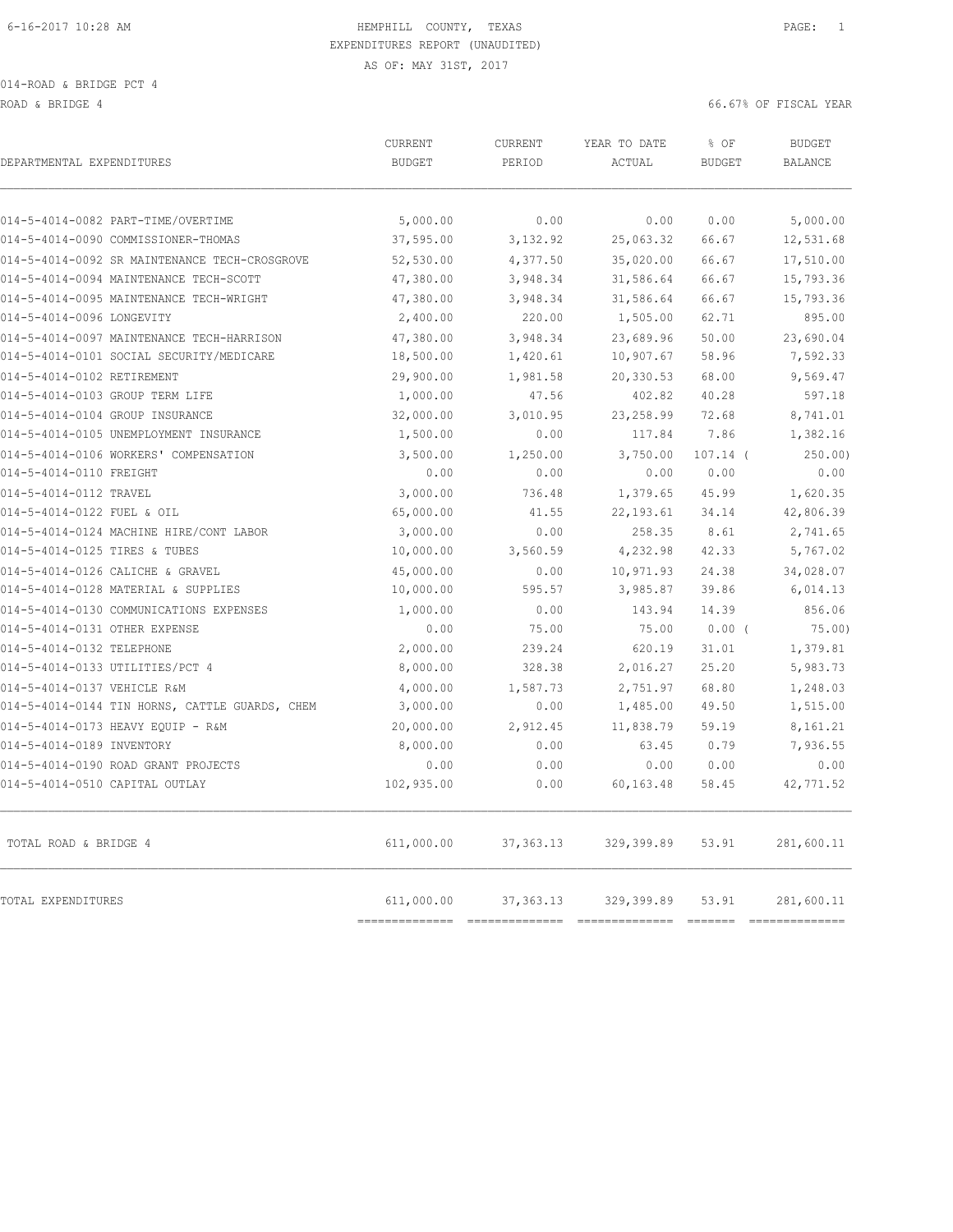HEMPHILL COUNTY, TEXAS
EXPENDITURES REPORT (UNAUDITED)
AS OF: MAY 31ST, 2017

014-ROAD & BRIDGE PCT 4

ROAD & BRIDGE 4 — 66.67% OF FISCAL YEAR

| DEPARTMENTAL EXPENDITURES | CURRENT BUDGET | CURRENT PERIOD | YEAR TO DATE ACTUAL | % OF BUDGET | BUDGET BALANCE |
|---|---|---|---|---|---|
| 014-5-4014-0082 PART-TIME/OVERTIME | 5,000.00 | 0.00 | 0.00 | 0.00 | 5,000.00 |
| 014-5-4014-0090 COMMISSIONER-THOMAS | 37,595.00 | 3,132.92 | 25,063.32 | 66.67 | 12,531.68 |
| 014-5-4014-0092 SR MAINTENANCE TECH-CROSGROVE | 52,530.00 | 4,377.50 | 35,020.00 | 66.67 | 17,510.00 |
| 014-5-4014-0094 MAINTENANCE TECH-SCOTT | 47,380.00 | 3,948.34 | 31,586.64 | 66.67 | 15,793.36 |
| 014-5-4014-0095 MAINTENANCE TECH-WRIGHT | 47,380.00 | 3,948.34 | 31,586.64 | 66.67 | 15,793.36 |
| 014-5-4014-0096 LONGEVITY | 2,400.00 | 220.00 | 1,505.00 | 62.71 | 895.00 |
| 014-5-4014-0097 MAINTENANCE TECH-HARRISON | 47,380.00 | 3,948.34 | 23,689.96 | 50.00 | 23,690.04 |
| 014-5-4014-0101 SOCIAL SECURITY/MEDICARE | 18,500.00 | 1,420.61 | 10,907.67 | 58.96 | 7,592.33 |
| 014-5-4014-0102 RETIREMENT | 29,900.00 | 1,981.58 | 20,330.53 | 68.00 | 9,569.47 |
| 014-5-4014-0103 GROUP TERM LIFE | 1,000.00 | 47.56 | 402.82 | 40.28 | 597.18 |
| 014-5-4014-0104 GROUP INSURANCE | 32,000.00 | 3,010.95 | 23,258.99 | 72.68 | 8,741.01 |
| 014-5-4014-0105 UNEMPLOYMENT INSURANCE | 1,500.00 | 0.00 | 117.84 | 7.86 | 1,382.16 |
| 014-5-4014-0106 WORKERS' COMPENSATION | 3,500.00 | 1,250.00 | 3,750.00 | 107.14 ( | 250.00) |
| 014-5-4014-0110 FREIGHT | 0.00 | 0.00 | 0.00 | 0.00 | 0.00 |
| 014-5-4014-0112 TRAVEL | 3,000.00 | 736.48 | 1,379.65 | 45.99 | 1,620.35 |
| 014-5-4014-0122 FUEL & OIL | 65,000.00 | 41.55 | 22,193.61 | 34.14 | 42,806.39 |
| 014-5-4014-0124 MACHINE HIRE/CONT LABOR | 3,000.00 | 0.00 | 258.35 | 8.61 | 2,741.65 |
| 014-5-4014-0125 TIRES & TUBES | 10,000.00 | 3,560.59 | 4,232.98 | 42.33 | 5,767.02 |
| 014-5-4014-0126 CALICHE & GRAVEL | 45,000.00 | 0.00 | 10,971.93 | 24.38 | 34,028.07 |
| 014-5-4014-0128 MATERIAL & SUPPLIES | 10,000.00 | 595.57 | 3,985.87 | 39.86 | 6,014.13 |
| 014-5-4014-0130 COMMUNICATIONS EXPENSES | 1,000.00 | 0.00 | 143.94 | 14.39 | 856.06 |
| 014-5-4014-0131 OTHER EXPENSE | 0.00 | 75.00 | 75.00 | 0.00 ( | 75.00) |
| 014-5-4014-0132 TELEPHONE | 2,000.00 | 239.24 | 620.19 | 31.01 | 1,379.81 |
| 014-5-4014-0133 UTILITIES/PCT 4 | 8,000.00 | 328.38 | 2,016.27 | 25.20 | 5,983.73 |
| 014-5-4014-0137 VEHICLE R&M | 4,000.00 | 1,587.73 | 2,751.97 | 68.80 | 1,248.03 |
| 014-5-4014-0144 TIN HORNS, CATTLE GUARDS, CHEM | 3,000.00 | 0.00 | 1,485.00 | 49.50 | 1,515.00 |
| 014-5-4014-0173 HEAVY EQUIP - R&M | 20,000.00 | 2,912.45 | 11,838.79 | 59.19 | 8,161.21 |
| 014-5-4014-0189 INVENTORY | 8,000.00 | 0.00 | 63.45 | 0.79 | 7,936.55 |
| 014-5-4014-0190 ROAD GRANT PROJECTS | 0.00 | 0.00 | 0.00 | 0.00 | 0.00 |
| 014-5-4014-0510 CAPITAL OUTLAY | 102,935.00 | 0.00 | 60,163.48 | 58.45 | 42,771.52 |
| TOTAL ROAD & BRIDGE 4 | 611,000.00 | 37,363.13 | 329,399.89 | 53.91 | 281,600.11 |
| TOTAL EXPENDITURES | 611,000.00 | 37,363.13 | 329,399.89 | 53.91 | 281,600.11 |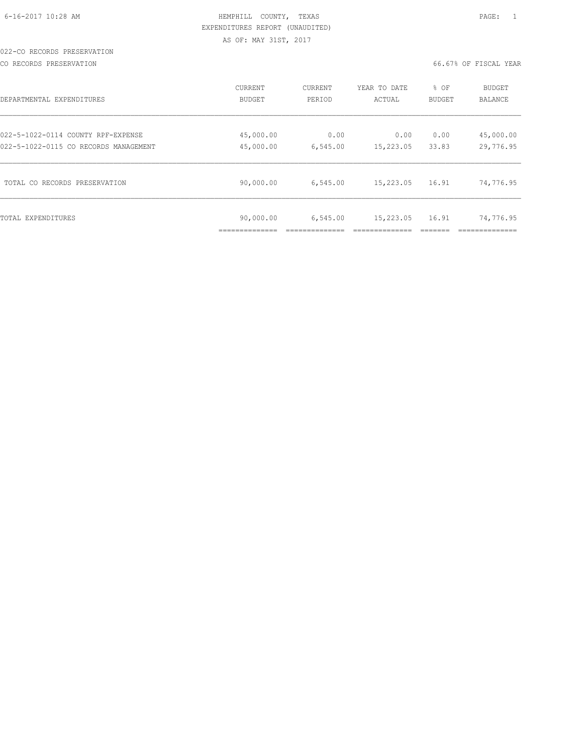HEMPHILL COUNTY, TEXAS
EXPENDITURES REPORT (UNAUDITED)
AS OF: MAY 31ST, 2017

022-CO RECORDS PRESERVATION

CO RECORDS PRESERVATION — 66.67% OF FISCAL YEAR

| DEPARTMENTAL EXPENDITURES | CURRENT BUDGET | CURRENT PERIOD | YEAR TO DATE ACTUAL | % OF BUDGET | BUDGET BALANCE |
|---|---|---|---|---|---|
| 022-5-1022-0114 COUNTY RPF-EXPENSE | 45,000.00 | 0.00 | 0.00 | 0.00 | 45,000.00 |
| 022-5-1022-0115 CO RECORDS MANAGEMENT | 45,000.00 | 6,545.00 | 15,223.05 | 33.83 | 29,776.95 |
| TOTAL CO RECORDS PRESERVATION | 90,000.00 | 6,545.00 | 15,223.05 | 16.91 | 74,776.95 |
| TOTAL EXPENDITURES | 90,000.00 | 6,545.00 | 15,223.05 | 16.91 | 74,776.95 |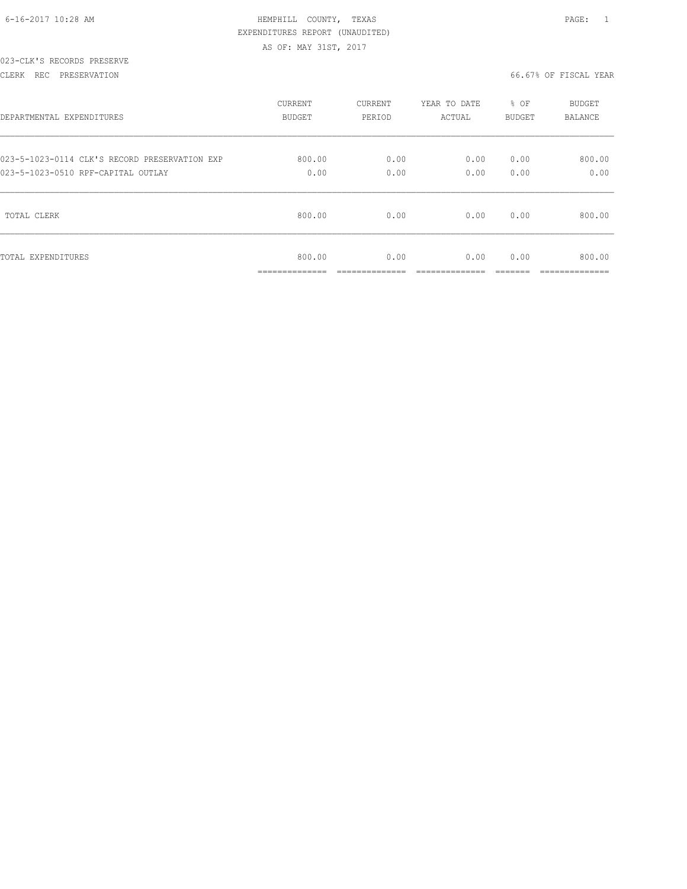HEMPHILL COUNTY, TEXAS
EXPENDITURES REPORT (UNAUDITED)
AS OF: MAY 31ST, 2017

023-CLK'S RECORDS PRESERVE

CLERK REC PRESERVATION — 66.67% OF FISCAL YEAR

| DEPARTMENTAL EXPENDITURES | CURRENT BUDGET | CURRENT PERIOD | YEAR TO DATE ACTUAL | % OF BUDGET | BUDGET BALANCE |
|---|---|---|---|---|---|
| 023-5-1023-0114 CLK'S RECORD PRESERVATION EXP | 800.00 | 0.00 | 0.00 | 0.00 | 800.00 |
| 023-5-1023-0510 RPF-CAPITAL OUTLAY | 0.00 | 0.00 | 0.00 | 0.00 | 0.00 |
| TOTAL CLERK | 800.00 | 0.00 | 0.00 | 0.00 | 800.00 |
| TOTAL EXPENDITURES | 800.00 | 0.00 | 0.00 | 0.00 | 800.00 |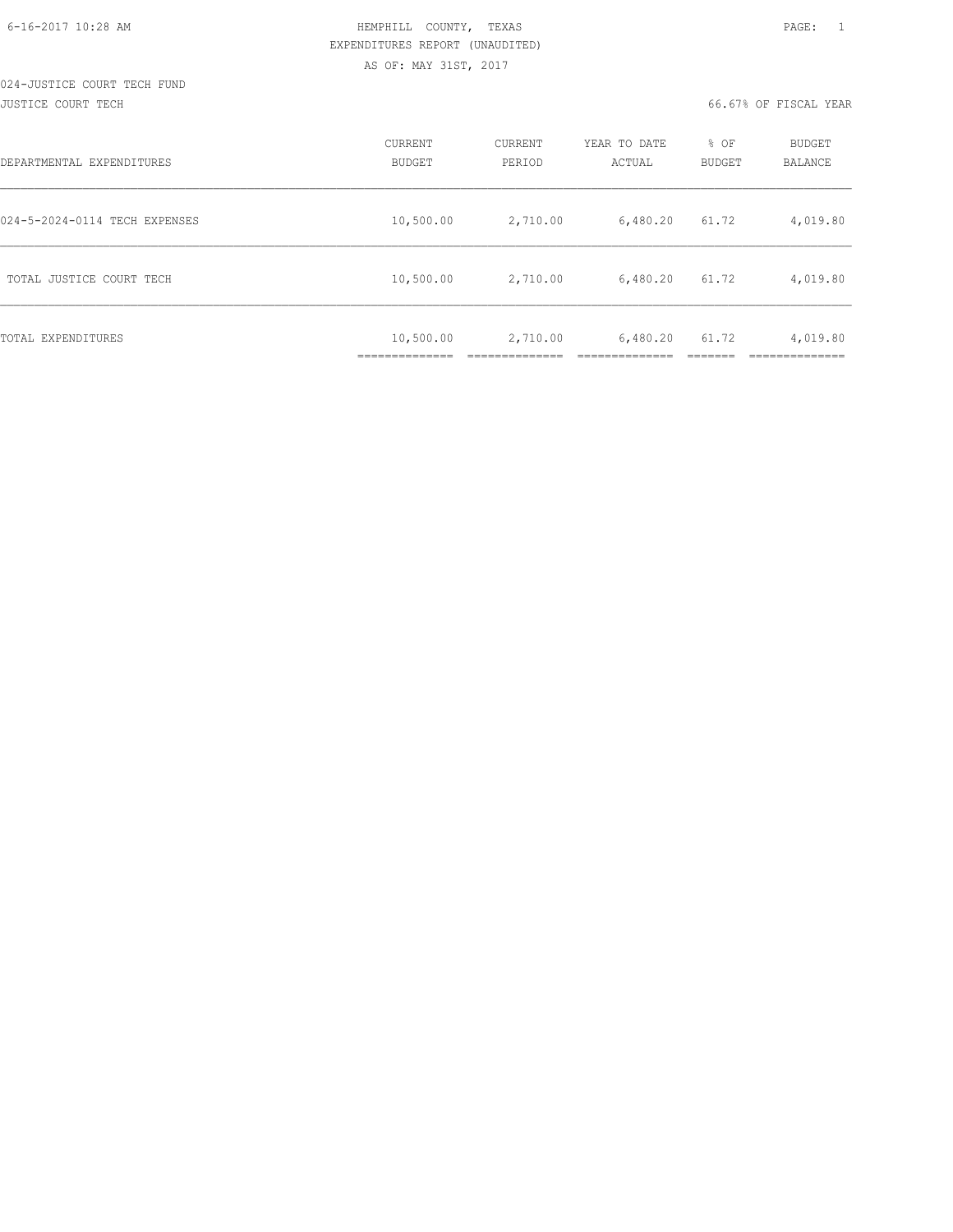HEMPHILL COUNTY, TEXAS
EXPENDITURES REPORT (UNAUDITED)
AS OF: MAY 31ST, 2017

024-JUSTICE COURT TECH FUND
JUSTICE COURT TECH — 66.67% OF FISCAL YEAR

| DEPARTMENTAL EXPENDITURES | CURRENT BUDGET | CURRENT PERIOD | YEAR TO DATE ACTUAL | % OF BUDGET | BUDGET BALANCE |
|---|---|---|---|---|---|
| 024-5-2024-0114 TECH EXPENSES | 10,500.00 | 2,710.00 | 6,480.20 | 61.72 | 4,019.80 |
| TOTAL JUSTICE COURT TECH | 10,500.00 | 2,710.00 | 6,480.20 | 61.72 | 4,019.80 |
| TOTAL EXPENDITURES | 10,500.00 | 2,710.00 | 6,480.20 | 61.72 | 4,019.80 |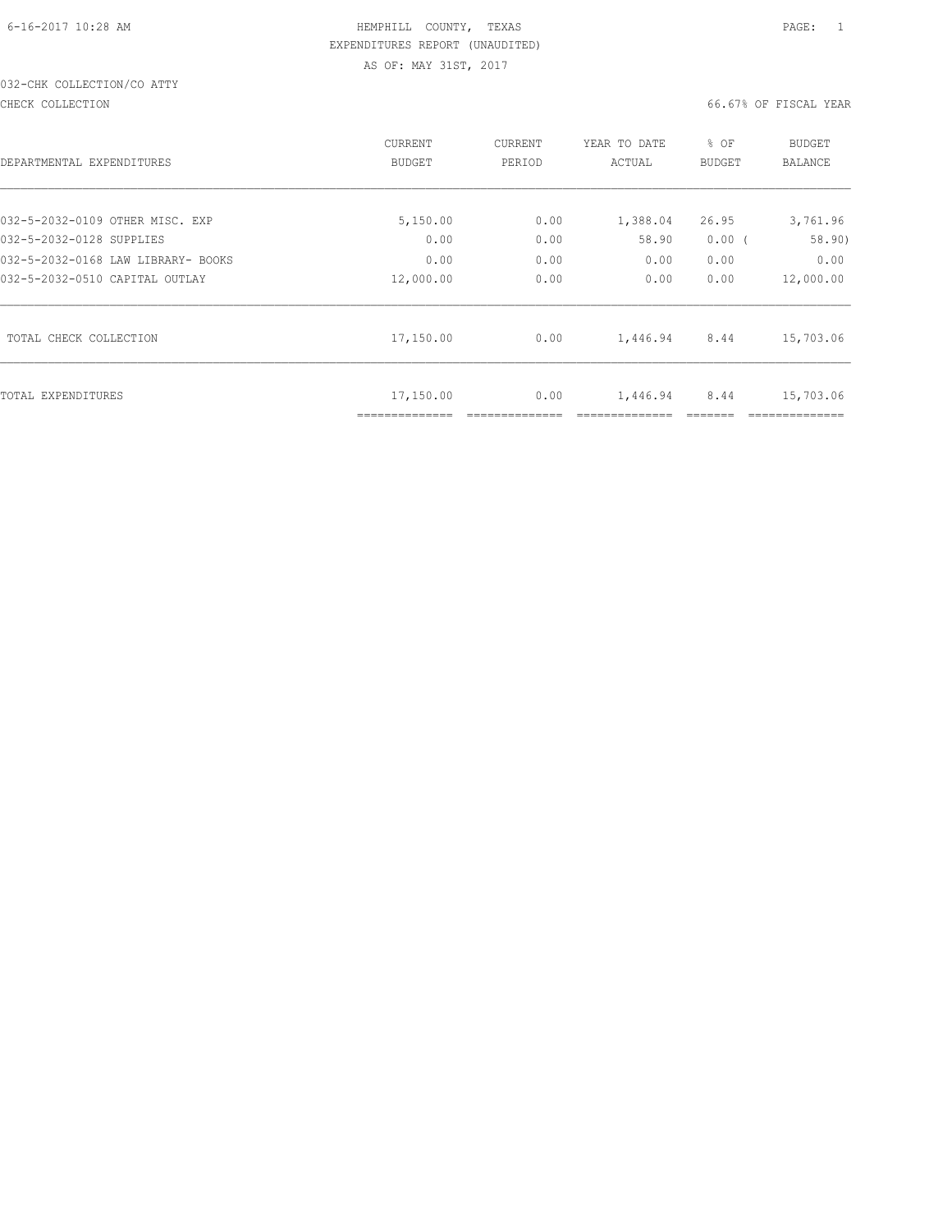HEMPHILL COUNTY, TEXAS
EXPENDITURES REPORT (UNAUDITED)
AS OF: MAY 31ST, 2017

032-CHK COLLECTION/CO ATTY

CHECK COLLECTION

66.67% OF FISCAL YEAR

| DEPARTMENTAL EXPENDITURES | CURRENT BUDGET | CURRENT PERIOD | YEAR TO DATE ACTUAL | % OF BUDGET | BUDGET BALANCE |
|---|---|---|---|---|---|
| 032-5-2032-0109 OTHER MISC. EXP | 5,150.00 | 0.00 | 1,388.04 | 26.95 | 3,761.96 |
| 032-5-2032-0128 SUPPLIES | 0.00 | 0.00 | 58.90 | 0.00 ( | 58.90) |
| 032-5-2032-0168 LAW LIBRARY- BOOKS | 0.00 | 0.00 | 0.00 | 0.00 | 0.00 |
| 032-5-2032-0510 CAPITAL OUTLAY | 12,000.00 | 0.00 | 0.00 | 0.00 | 12,000.00 |
| TOTAL CHECK COLLECTION | 17,150.00 | 0.00 | 1,446.94 | 8.44 | 15,703.06 |
| TOTAL EXPENDITURES | 17,150.00 | 0.00 | 1,446.94 | 8.44 | 15,703.06 |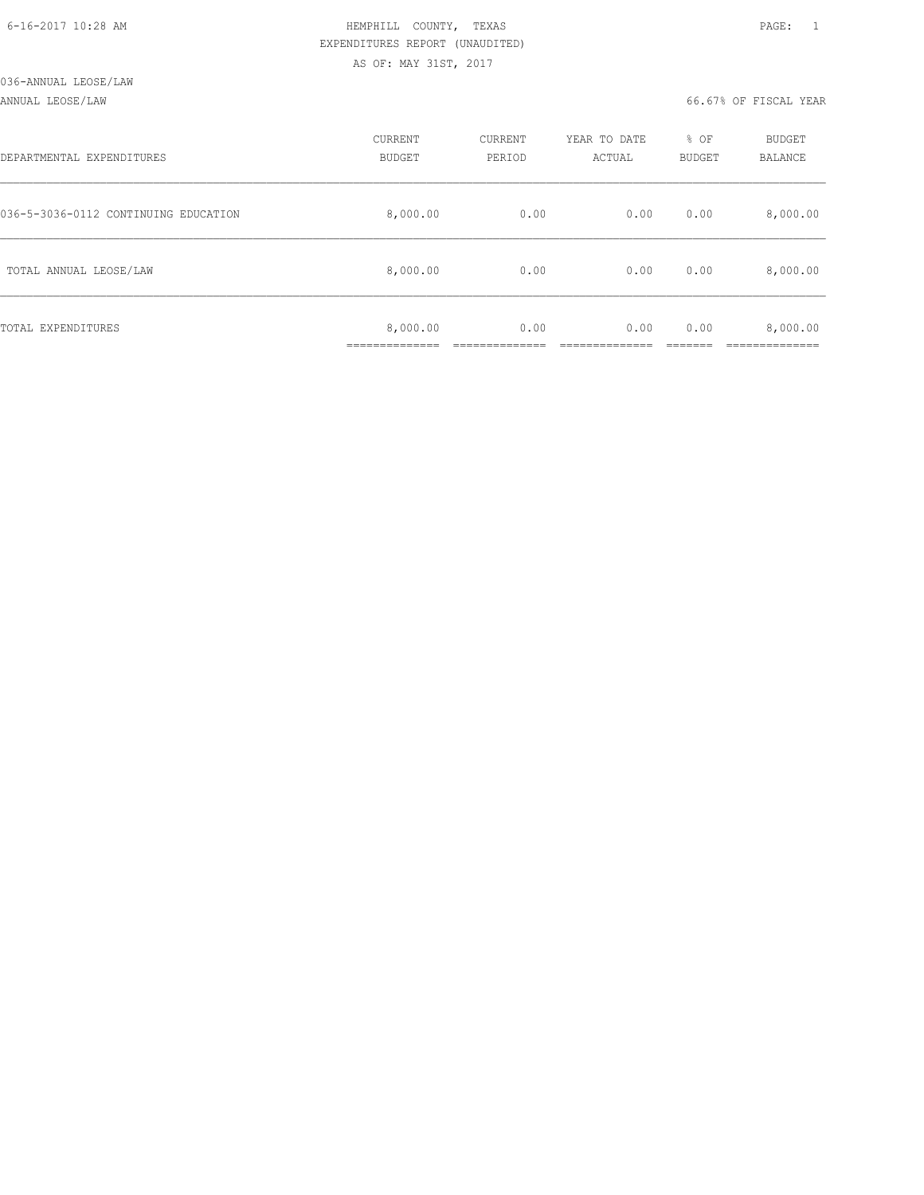HEMPHILL COUNTY, TEXAS
EXPENDITURES REPORT (UNAUDITED)
AS OF: MAY 31ST, 2017

036-ANNUAL LEOSE/LAW

ANNUAL LEOSE/LAW — 66.67% OF FISCAL YEAR

| DEPARTMENTAL EXPENDITURES | CURRENT BUDGET | CURRENT PERIOD | YEAR TO DATE ACTUAL | % OF BUDGET | BUDGET BALANCE |
|---|---|---|---|---|---|
| 036-5-3036-0112 CONTINUING EDUCATION | 8,000.00 | 0.00 | 0.00 | 0.00 | 8,000.00 |
| TOTAL ANNUAL LEOSE/LAW | 8,000.00 | 0.00 | 0.00 | 0.00 | 8,000.00 |
| TOTAL EXPENDITURES | 8,000.00 | 0.00 | 0.00 | 0.00 | 8,000.00 |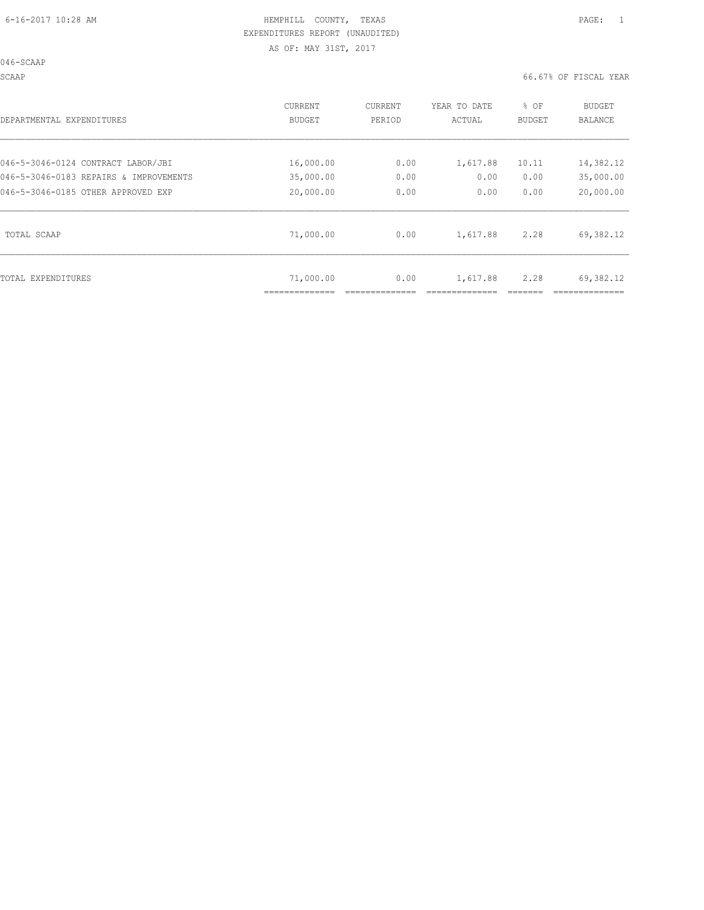HEMPHILL COUNTY, TEXAS
EXPENDITURES REPORT (UNAUDITED)
AS OF: MAY 31ST, 2017

046-SCAAP

SCAAP — 66.67% OF FISCAL YEAR

| DEPARTMENTAL EXPENDITURES | CURRENT BUDGET | CURRENT PERIOD | YEAR TO DATE ACTUAL | % OF BUDGET | BUDGET BALANCE |
|---|---|---|---|---|---|
| 046-5-3046-0124 CONTRACT LABOR/JBI | 16,000.00 | 0.00 | 1,617.88 | 10.11 | 14,382.12 |
| 046-5-3046-0183 REPAIRS & IMPROVEMENTS | 35,000.00 | 0.00 | 0.00 | 0.00 | 35,000.00 |
| 046-5-3046-0185 OTHER APPROVED EXP | 20,000.00 | 0.00 | 0.00 | 0.00 | 20,000.00 |
| TOTAL SCAAP | 71,000.00 | 0.00 | 1,617.88 | 2.28 | 69,382.12 |
| TOTAL EXPENDITURES | 71,000.00 | 0.00 | 1,617.88 | 2.28 | 69,382.12 |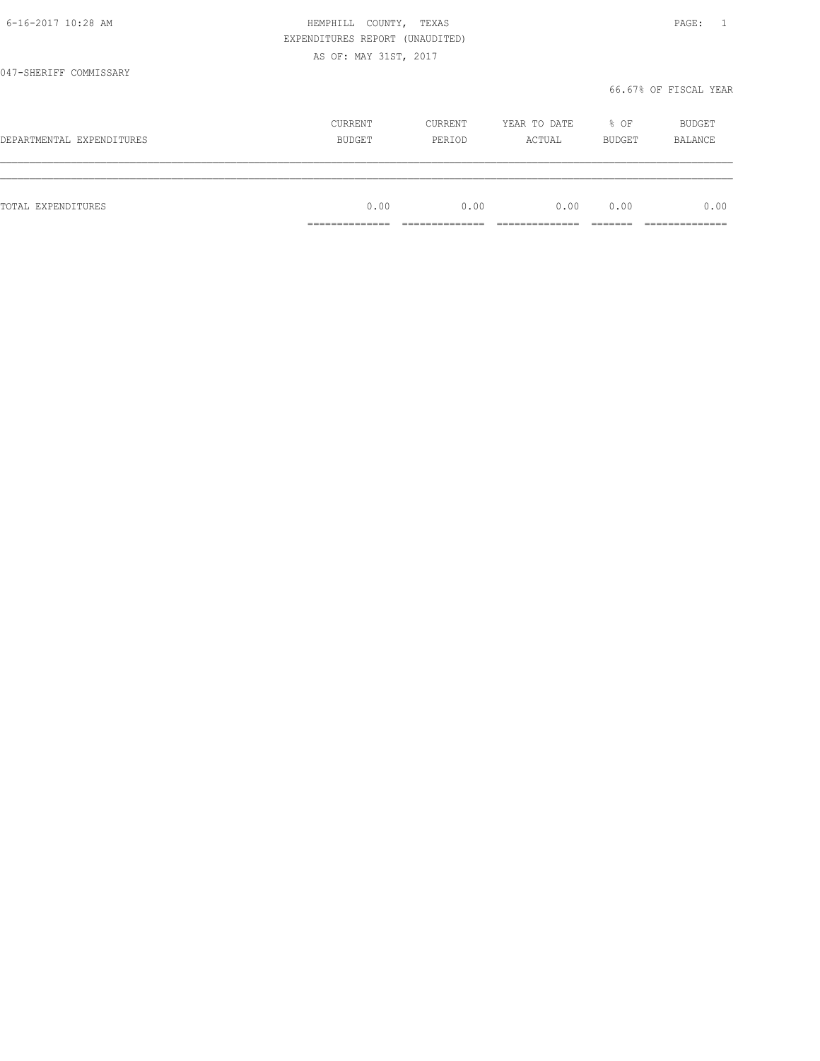HEMPHILL COUNTY, TEXAS
EXPENDITURES REPORT (UNAUDITED)
AS OF: MAY 31ST, 2017

047-SHERIFF COMMISSARY

66.67% OF FISCAL YEAR

| DEPARTMENTAL EXPENDITURES | CURRENT BUDGET | CURRENT PERIOD | YEAR TO DATE ACTUAL | % OF BUDGET | BUDGET BALANCE |
|---|---|---|---|---|---|
| TOTAL EXPENDITURES | 0.00 | 0.00 | 0.00 | 0.00 | 0.00 |